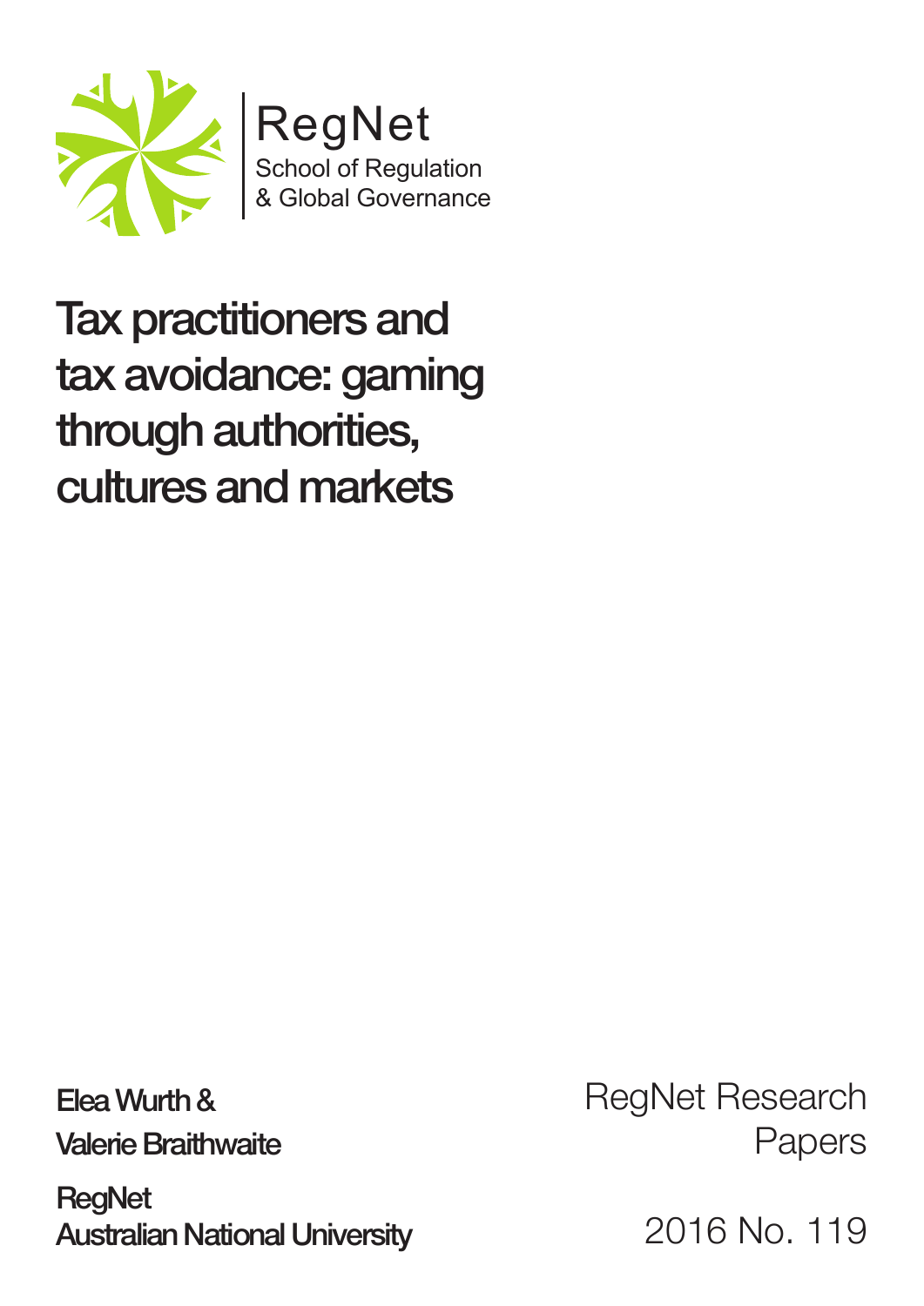RegNet
School of Regulation
& Global Governance

# Tax practitioners and tax avoidance: gaming through authorities, cultures and markets

**Elea Wurth & Valerie Braithwaite**

**RegNet**
**Australian National University**

RegNet Research Papers

2016 No. 119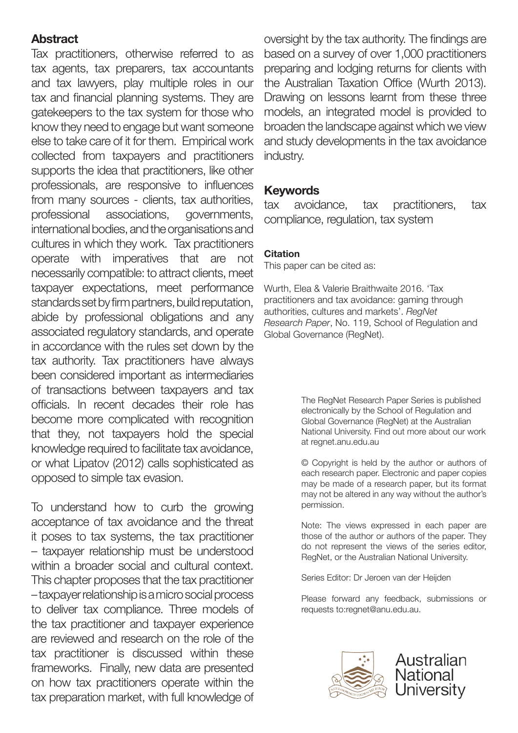## Abstract

Tax practitioners, otherwise referred to as tax agents, tax preparers, tax accountants and tax lawyers, play multiple roles in our tax and financial planning systems. They are gatekeepers to the tax system for those who know they need to engage but want someone else to take care of it for them. Empirical work collected from taxpayers and practitioners supports the idea that practitioners, like other professionals, are responsive to influences from many sources - clients, tax authorities, professional associations, governments, international bodies, and the organisations and cultures in which they work. Tax practitioners operate with imperatives that are not necessarily compatible: to attract clients, meet taxpayer expectations, meet performance standards set by firm partners, build reputation, abide by professional obligations and any associated regulatory standards, and operate in accordance with the rules set down by the tax authority. Tax practitioners have always been considered important as intermediaries of transactions between taxpayers and tax officials. In recent decades their role has become more complicated with recognition that they, not taxpayers hold the special knowledge required to facilitate tax avoidance, or what Lipatov (2012) calls sophisticated as opposed to simple tax evasion.

To understand how to curb the growing acceptance of tax avoidance and the threat it poses to tax systems, the tax practitioner – taxpayer relationship must be understood within a broader social and cultural context. This chapter proposes that the tax practitioner – taxpayer relationship is a micro social process to deliver tax compliance. Three models of the tax practitioner and taxpayer experience are reviewed and research on the role of the tax practitioner is discussed within these frameworks. Finally, new data are presented on how tax practitioners operate within the tax preparation market, with full knowledge of oversight by the tax authority. The findings are based on a survey of over 1,000 practitioners preparing and lodging returns for clients with the Australian Taxation Office (Wurth 2013). Drawing on lessons learnt from these three models, an integrated model is provided to broaden the landscape against which we view and study developments in the tax avoidance industry.

## Keywords

tax avoidance, tax practitioners, tax compliance, regulation, tax system

**Citation**

This paper can be cited as:

Wurth, Elea & Valerie Braithwaite 2016. 'Tax practitioners and tax avoidance: gaming through authorities, cultures and markets'. *RegNet Research Paper*, No. 119, School of Regulation and Global Governance (RegNet).

The RegNet Research Paper Series is published electronically by the School of Regulation and Global Governance (RegNet) at the Australian National University. Find out more about our work at regnet.anu.edu.au

© Copyright is held by the author or authors of each research paper. Electronic and paper copies may be made of a research paper, but its format may not be altered in any way without the author's permission.

Note: The views expressed in each paper are those of the author or authors of the paper. They do not represent the views of the series editor, RegNet, or the Australian National University.

Series Editor: Dr Jeroen van der Heijden

Please forward any feedback, submissions or requests to:regnet@anu.edu.au.

Australian National University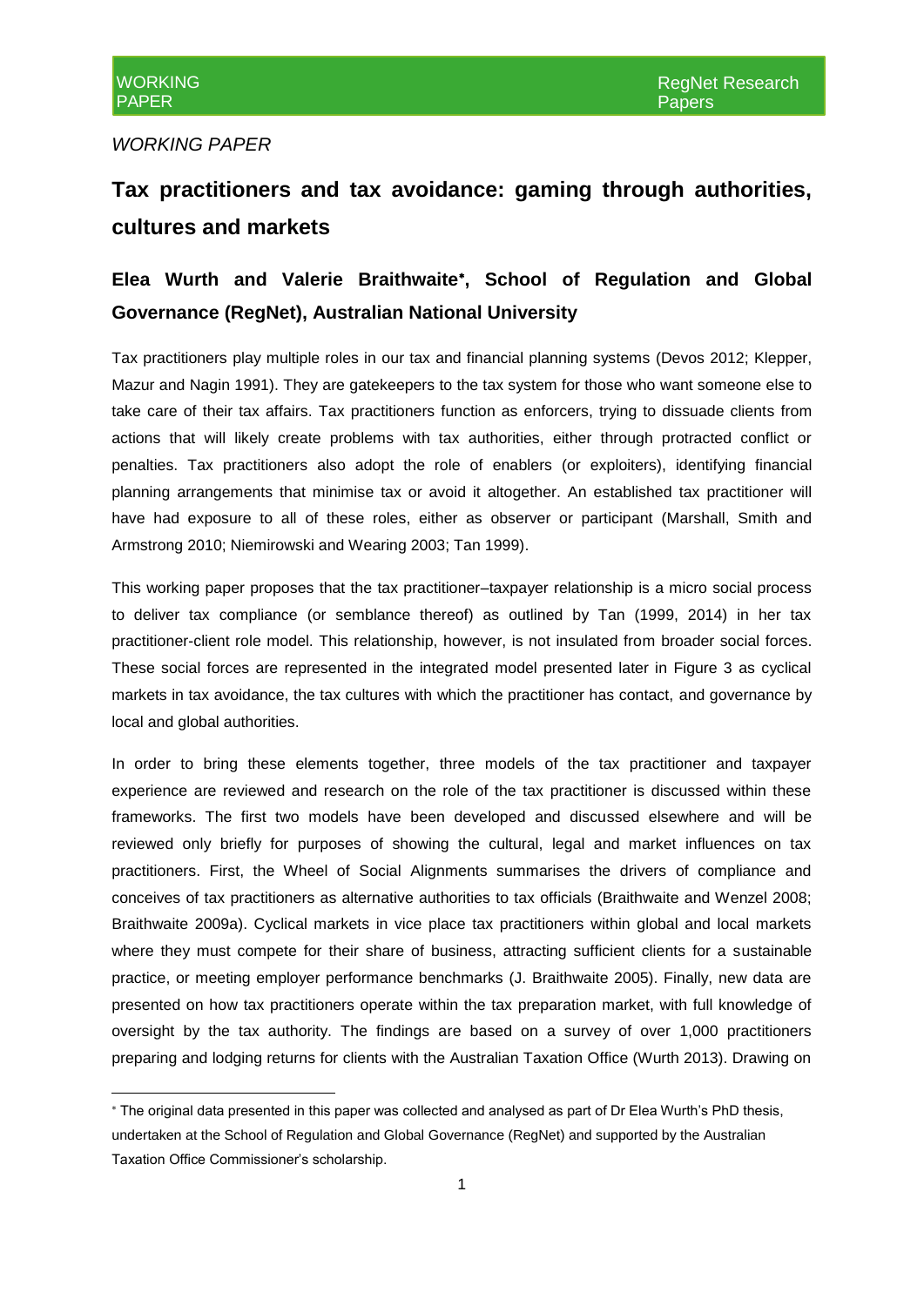*WORKING PAPER*

# Tax practitioners and tax avoidance: gaming through authorities, cultures and markets

## Elea Wurth and Valerie Braithwaite*, School of Regulation and Global Governance (RegNet), Australian National University

Tax practitioners play multiple roles in our tax and financial planning systems (Devos 2012; Klepper, Mazur and Nagin 1991). They are gatekeepers to the tax system for those who want someone else to take care of their tax affairs. Tax practitioners function as enforcers, trying to dissuade clients from actions that will likely create problems with tax authorities, either through protracted conflict or penalties. Tax practitioners also adopt the role of enablers (or exploiters), identifying financial planning arrangements that minimise tax or avoid it altogether. An established tax practitioner will have had exposure to all of these roles, either as observer or participant (Marshall, Smith and Armstrong 2010; Niemirowski and Wearing 2003; Tan 1999).

This working paper proposes that the tax practitioner–taxpayer relationship is a micro social process to deliver tax compliance (or semblance thereof) as outlined by Tan (1999, 2014) in her tax practitioner-client role model. This relationship, however, is not insulated from broader social forces. These social forces are represented in the integrated model presented later in Figure 3 as cyclical markets in tax avoidance, the tax cultures with which the practitioner has contact, and governance by local and global authorities.

In order to bring these elements together, three models of the tax practitioner and taxpayer experience are reviewed and research on the role of the tax practitioner is discussed within these frameworks. The first two models have been developed and discussed elsewhere and will be reviewed only briefly for purposes of showing the cultural, legal and market influences on tax practitioners. First, the Wheel of Social Alignments summarises the drivers of compliance and conceives of tax practitioners as alternative authorities to tax officials (Braithwaite and Wenzel 2008; Braithwaite 2009a). Cyclical markets in vice place tax practitioners within global and local markets where they must compete for their share of business, attracting sufficient clients for a sustainable practice, or meeting employer performance benchmarks (J. Braithwaite 2005). Finally, new data are presented on how tax practitioners operate within the tax preparation market, with full knowledge of oversight by the tax authority. The findings are based on a survey of over 1,000 practitioners preparing and lodging returns for clients with the Australian Taxation Office (Wurth 2013). Drawing on

---

* The original data presented in this paper was collected and analysed as part of Dr Elea Wurth's PhD thesis, undertaken at the School of Regulation and Global Governance (RegNet) and supported by the Australian Taxation Office Commissioner's scholarship.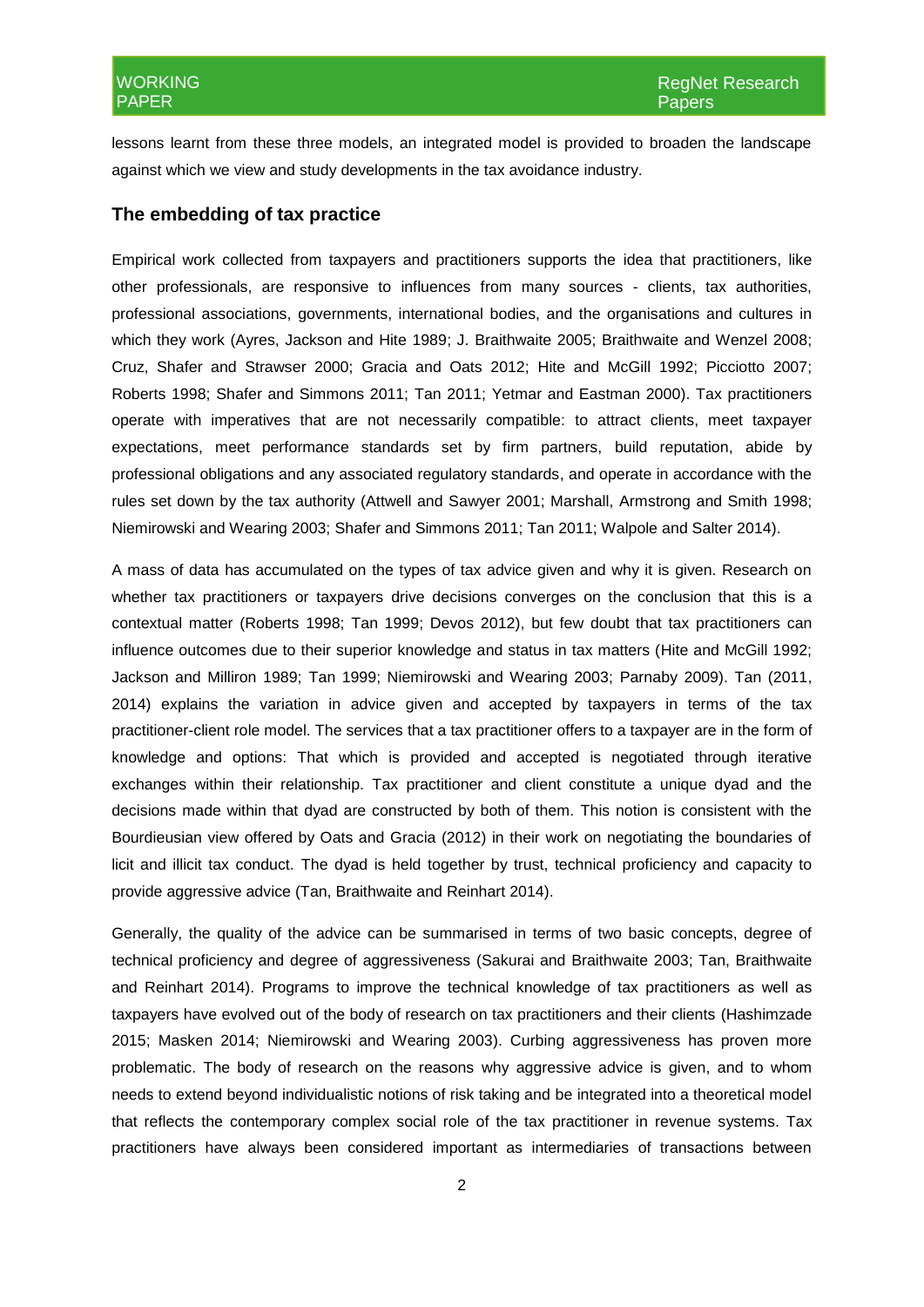lessons learnt from these three models, an integrated model is provided to broaden the landscape against which we view and study developments in the tax avoidance industry.

## The embedding of tax practice

Empirical work collected from taxpayers and practitioners supports the idea that practitioners, like other professionals, are responsive to influences from many sources - clients, tax authorities, professional associations, governments, international bodies, and the organisations and cultures in which they work (Ayres, Jackson and Hite 1989; J. Braithwaite 2005; Braithwaite and Wenzel 2008; Cruz, Shafer and Strawser 2000; Gracia and Oats 2012; Hite and McGill 1992; Picciotto 2007; Roberts 1998; Shafer and Simmons 2011; Tan 2011; Yetmar and Eastman 2000). Tax practitioners operate with imperatives that are not necessarily compatible: to attract clients, meet taxpayer expectations, meet performance standards set by firm partners, build reputation, abide by professional obligations and any associated regulatory standards, and operate in accordance with the rules set down by the tax authority (Attwell and Sawyer 2001; Marshall, Armstrong and Smith 1998; Niemirowski and Wearing 2003; Shafer and Simmons 2011; Tan 2011; Walpole and Salter 2014).

A mass of data has accumulated on the types of tax advice given and why it is given. Research on whether tax practitioners or taxpayers drive decisions converges on the conclusion that this is a contextual matter (Roberts 1998; Tan 1999; Devos 2012), but few doubt that tax practitioners can influence outcomes due to their superior knowledge and status in tax matters (Hite and McGill 1992; Jackson and Milliron 1989; Tan 1999; Niemirowski and Wearing 2003; Parnaby 2009). Tan (2011, 2014) explains the variation in advice given and accepted by taxpayers in terms of the tax practitioner-client role model. The services that a tax practitioner offers to a taxpayer are in the form of knowledge and options: That which is provided and accepted is negotiated through iterative exchanges within their relationship. Tax practitioner and client constitute a unique dyad and the decisions made within that dyad are constructed by both of them. This notion is consistent with the Bourdieusian view offered by Oats and Gracia (2012) in their work on negotiating the boundaries of licit and illicit tax conduct. The dyad is held together by trust, technical proficiency and capacity to provide aggressive advice (Tan, Braithwaite and Reinhart 2014).

Generally, the quality of the advice can be summarised in terms of two basic concepts, degree of technical proficiency and degree of aggressiveness (Sakurai and Braithwaite 2003; Tan, Braithwaite and Reinhart 2014). Programs to improve the technical knowledge of tax practitioners as well as taxpayers have evolved out of the body of research on tax practitioners and their clients (Hashimzade 2015; Masken 2014; Niemirowski and Wearing 2003). Curbing aggressiveness has proven more problematic. The body of research on the reasons why aggressive advice is given, and to whom needs to extend beyond individualistic notions of risk taking and be integrated into a theoretical model that reflects the contemporary complex social role of the tax practitioner in revenue systems. Tax practitioners have always been considered important as intermediaries of transactions between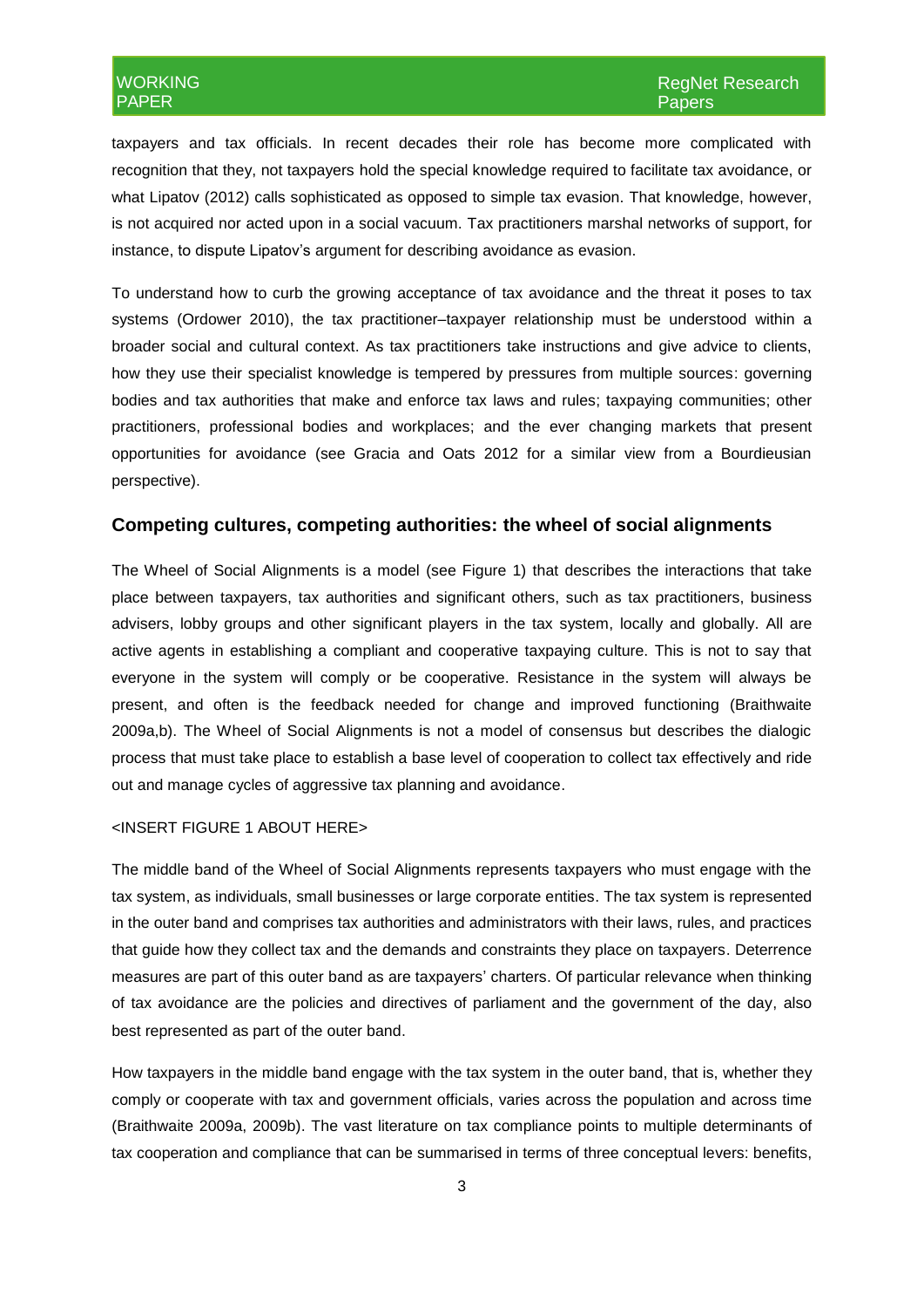taxpayers and tax officials. In recent decades their role has become more complicated with recognition that they, not taxpayers hold the special knowledge required to facilitate tax avoidance, or what Lipatov (2012) calls sophisticated as opposed to simple tax evasion. That knowledge, however, is not acquired nor acted upon in a social vacuum. Tax practitioners marshal networks of support, for instance, to dispute Lipatov's argument for describing avoidance as evasion.

To understand how to curb the growing acceptance of tax avoidance and the threat it poses to tax systems (Ordower 2010), the tax practitioner–taxpayer relationship must be understood within a broader social and cultural context. As tax practitioners take instructions and give advice to clients, how they use their specialist knowledge is tempered by pressures from multiple sources: governing bodies and tax authorities that make and enforce tax laws and rules; taxpaying communities; other practitioners, professional bodies and workplaces; and the ever changing markets that present opportunities for avoidance (see Gracia and Oats 2012 for a similar view from a Bourdieusian perspective).

## Competing cultures, competing authorities: the wheel of social alignments

The Wheel of Social Alignments is a model (see Figure 1) that describes the interactions that take place between taxpayers, tax authorities and significant others, such as tax practitioners, business advisers, lobby groups and other significant players in the tax system, locally and globally. All are active agents in establishing a compliant and cooperative taxpaying culture. This is not to say that everyone in the system will comply or be cooperative. Resistance in the system will always be present, and often is the feedback needed for change and improved functioning (Braithwaite 2009a,b). The Wheel of Social Alignments is not a model of consensus but describes the dialogic process that must take place to establish a base level of cooperation to collect tax effectively and ride out and manage cycles of aggressive tax planning and avoidance.

<INSERT FIGURE 1 ABOUT HERE>

The middle band of the Wheel of Social Alignments represents taxpayers who must engage with the tax system, as individuals, small businesses or large corporate entities. The tax system is represented in the outer band and comprises tax authorities and administrators with their laws, rules, and practices that guide how they collect tax and the demands and constraints they place on taxpayers. Deterrence measures are part of this outer band as are taxpayers' charters. Of particular relevance when thinking of tax avoidance are the policies and directives of parliament and the government of the day, also best represented as part of the outer band.

How taxpayers in the middle band engage with the tax system in the outer band, that is, whether they comply or cooperate with tax and government officials, varies across the population and across time (Braithwaite 2009a, 2009b). The vast literature on tax compliance points to multiple determinants of tax cooperation and compliance that can be summarised in terms of three conceptual levers: benefits,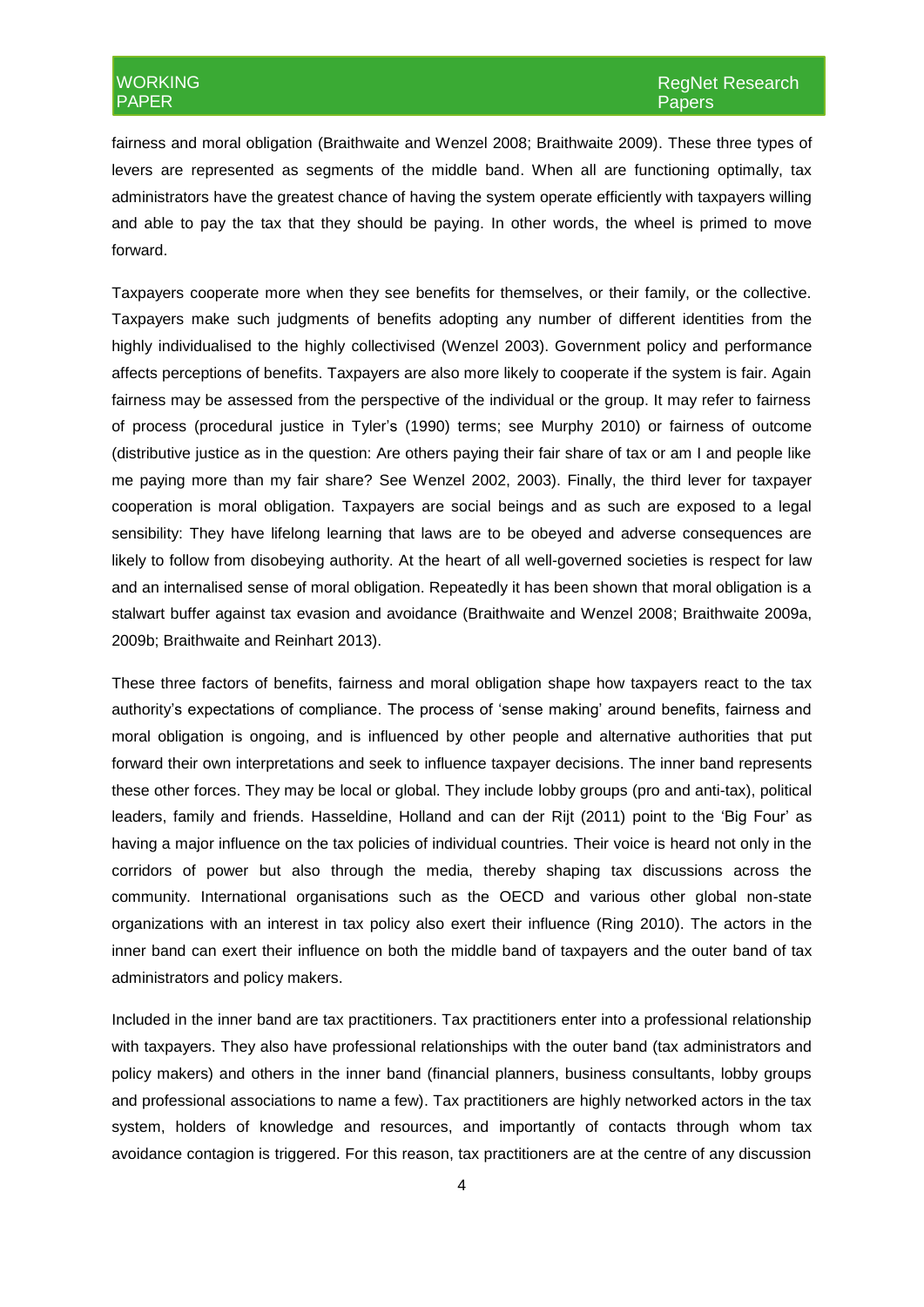fairness and moral obligation (Braithwaite and Wenzel 2008; Braithwaite 2009). These three types of levers are represented as segments of the middle band. When all are functioning optimally, tax administrators have the greatest chance of having the system operate efficiently with taxpayers willing and able to pay the tax that they should be paying. In other words, the wheel is primed to move forward.

Taxpayers cooperate more when they see benefits for themselves, or their family, or the collective. Taxpayers make such judgments of benefits adopting any number of different identities from the highly individualised to the highly collectivised (Wenzel 2003). Government policy and performance affects perceptions of benefits. Taxpayers are also more likely to cooperate if the system is fair. Again fairness may be assessed from the perspective of the individual or the group. It may refer to fairness of process (procedural justice in Tyler's (1990) terms; see Murphy 2010) or fairness of outcome (distributive justice as in the question: Are others paying their fair share of tax or am I and people like me paying more than my fair share? See Wenzel 2002, 2003). Finally, the third lever for taxpayer cooperation is moral obligation. Taxpayers are social beings and as such are exposed to a legal sensibility: They have lifelong learning that laws are to be obeyed and adverse consequences are likely to follow from disobeying authority. At the heart of all well-governed societies is respect for law and an internalised sense of moral obligation. Repeatedly it has been shown that moral obligation is a stalwart buffer against tax evasion and avoidance (Braithwaite and Wenzel 2008; Braithwaite 2009a, 2009b; Braithwaite and Reinhart 2013).

These three factors of benefits, fairness and moral obligation shape how taxpayers react to the tax authority's expectations of compliance. The process of 'sense making' around benefits, fairness and moral obligation is ongoing, and is influenced by other people and alternative authorities that put forward their own interpretations and seek to influence taxpayer decisions. The inner band represents these other forces. They may be local or global. They include lobby groups (pro and anti-tax), political leaders, family and friends. Hasseldine, Holland and can der Rijt (2011) point to the 'Big Four' as having a major influence on the tax policies of individual countries. Their voice is heard not only in the corridors of power but also through the media, thereby shaping tax discussions across the community. International organisations such as the OECD and various other global non-state organizations with an interest in tax policy also exert their influence (Ring 2010). The actors in the inner band can exert their influence on both the middle band of taxpayers and the outer band of tax administrators and policy makers.

Included in the inner band are tax practitioners. Tax practitioners enter into a professional relationship with taxpayers. They also have professional relationships with the outer band (tax administrators and policy makers) and others in the inner band (financial planners, business consultants, lobby groups and professional associations to name a few). Tax practitioners are highly networked actors in the tax system, holders of knowledge and resources, and importantly of contacts through whom tax avoidance contagion is triggered. For this reason, tax practitioners are at the centre of any discussion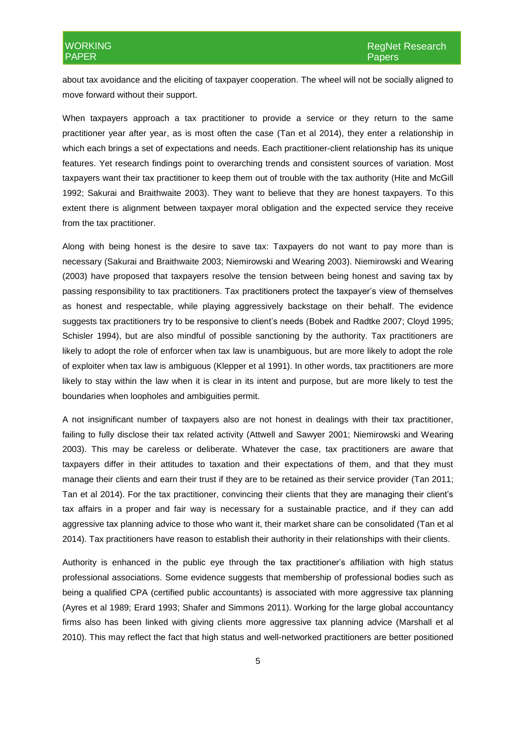about tax avoidance and the eliciting of taxpayer cooperation. The wheel will not be socially aligned to move forward without their support.

When taxpayers approach a tax practitioner to provide a service or they return to the same practitioner year after year, as is most often the case (Tan et al 2014), they enter a relationship in which each brings a set of expectations and needs. Each practitioner-client relationship has its unique features. Yet research findings point to overarching trends and consistent sources of variation. Most taxpayers want their tax practitioner to keep them out of trouble with the tax authority (Hite and McGill 1992; Sakurai and Braithwaite 2003). They want to believe that they are honest taxpayers. To this extent there is alignment between taxpayer moral obligation and the expected service they receive from the tax practitioner.

Along with being honest is the desire to save tax: Taxpayers do not want to pay more than is necessary (Sakurai and Braithwaite 2003; Niemirowski and Wearing 2003). Niemirowski and Wearing (2003) have proposed that taxpayers resolve the tension between being honest and saving tax by passing responsibility to tax practitioners. Tax practitioners protect the taxpayer's view of themselves as honest and respectable, while playing aggressively backstage on their behalf. The evidence suggests tax practitioners try to be responsive to client's needs (Bobek and Radtke 2007; Cloyd 1995; Schisler 1994), but are also mindful of possible sanctioning by the authority. Tax practitioners are likely to adopt the role of enforcer when tax law is unambiguous, but are more likely to adopt the role of exploiter when tax law is ambiguous (Klepper et al 1991). In other words, tax practitioners are more likely to stay within the law when it is clear in its intent and purpose, but are more likely to test the boundaries when loopholes and ambiguities permit.

A not insignificant number of taxpayers also are not honest in dealings with their tax practitioner, failing to fully disclose their tax related activity (Attwell and Sawyer 2001; Niemirowski and Wearing 2003). This may be careless or deliberate. Whatever the case, tax practitioners are aware that taxpayers differ in their attitudes to taxation and their expectations of them, and that they must manage their clients and earn their trust if they are to be retained as their service provider (Tan 2011; Tan et al 2014). For the tax practitioner, convincing their clients that they are managing their client's tax affairs in a proper and fair way is necessary for a sustainable practice, and if they can add aggressive tax planning advice to those who want it, their market share can be consolidated (Tan et al 2014). Tax practitioners have reason to establish their authority in their relationships with their clients.

Authority is enhanced in the public eye through the tax practitioner's affiliation with high status professional associations. Some evidence suggests that membership of professional bodies such as being a qualified CPA (certified public accountants) is associated with more aggressive tax planning (Ayres et al 1989; Erard 1993; Shafer and Simmons 2011). Working for the large global accountancy firms also has been linked with giving clients more aggressive tax planning advice (Marshall et al 2010). This may reflect the fact that high status and well-networked practitioners are better positioned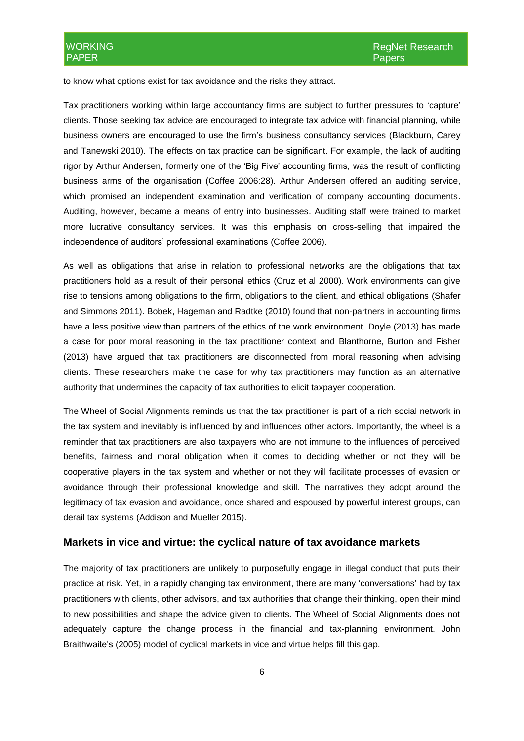to know what options exist for tax avoidance and the risks they attract.

Tax practitioners working within large accountancy firms are subject to further pressures to 'capture' clients. Those seeking tax advice are encouraged to integrate tax advice with financial planning, while business owners are encouraged to use the firm's business consultancy services (Blackburn, Carey and Tanewski 2010). The effects on tax practice can be significant. For example, the lack of auditing rigor by Arthur Andersen, formerly one of the 'Big Five' accounting firms, was the result of conflicting business arms of the organisation (Coffee 2006:28). Arthur Andersen offered an auditing service, which promised an independent examination and verification of company accounting documents. Auditing, however, became a means of entry into businesses. Auditing staff were trained to market more lucrative consultancy services. It was this emphasis on cross-selling that impaired the independence of auditors' professional examinations (Coffee 2006).

As well as obligations that arise in relation to professional networks are the obligations that tax practitioners hold as a result of their personal ethics (Cruz et al 2000). Work environments can give rise to tensions among obligations to the firm, obligations to the client, and ethical obligations (Shafer and Simmons 2011). Bobek, Hageman and Radtke (2010) found that non-partners in accounting firms have a less positive view than partners of the ethics of the work environment. Doyle (2013) has made a case for poor moral reasoning in the tax practitioner context and Blanthorne, Burton and Fisher (2013) have argued that tax practitioners are disconnected from moral reasoning when advising clients. These researchers make the case for why tax practitioners may function as an alternative authority that undermines the capacity of tax authorities to elicit taxpayer cooperation.

The Wheel of Social Alignments reminds us that the tax practitioner is part of a rich social network in the tax system and inevitably is influenced by and influences other actors. Importantly, the wheel is a reminder that tax practitioners are also taxpayers who are not immune to the influences of perceived benefits, fairness and moral obligation when it comes to deciding whether or not they will be cooperative players in the tax system and whether or not they will facilitate processes of evasion or avoidance through their professional knowledge and skill. The narratives they adopt around the legitimacy of tax evasion and avoidance, once shared and espoused by powerful interest groups, can derail tax systems (Addison and Mueller 2015).

## Markets in vice and virtue: the cyclical nature of tax avoidance markets

The majority of tax practitioners are unlikely to purposefully engage in illegal conduct that puts their practice at risk. Yet, in a rapidly changing tax environment, there are many 'conversations' had by tax practitioners with clients, other advisors, and tax authorities that change their thinking, open their mind to new possibilities and shape the advice given to clients. The Wheel of Social Alignments does not adequately capture the change process in the financial and tax-planning environment. John Braithwaite's (2005) model of cyclical markets in vice and virtue helps fill this gap.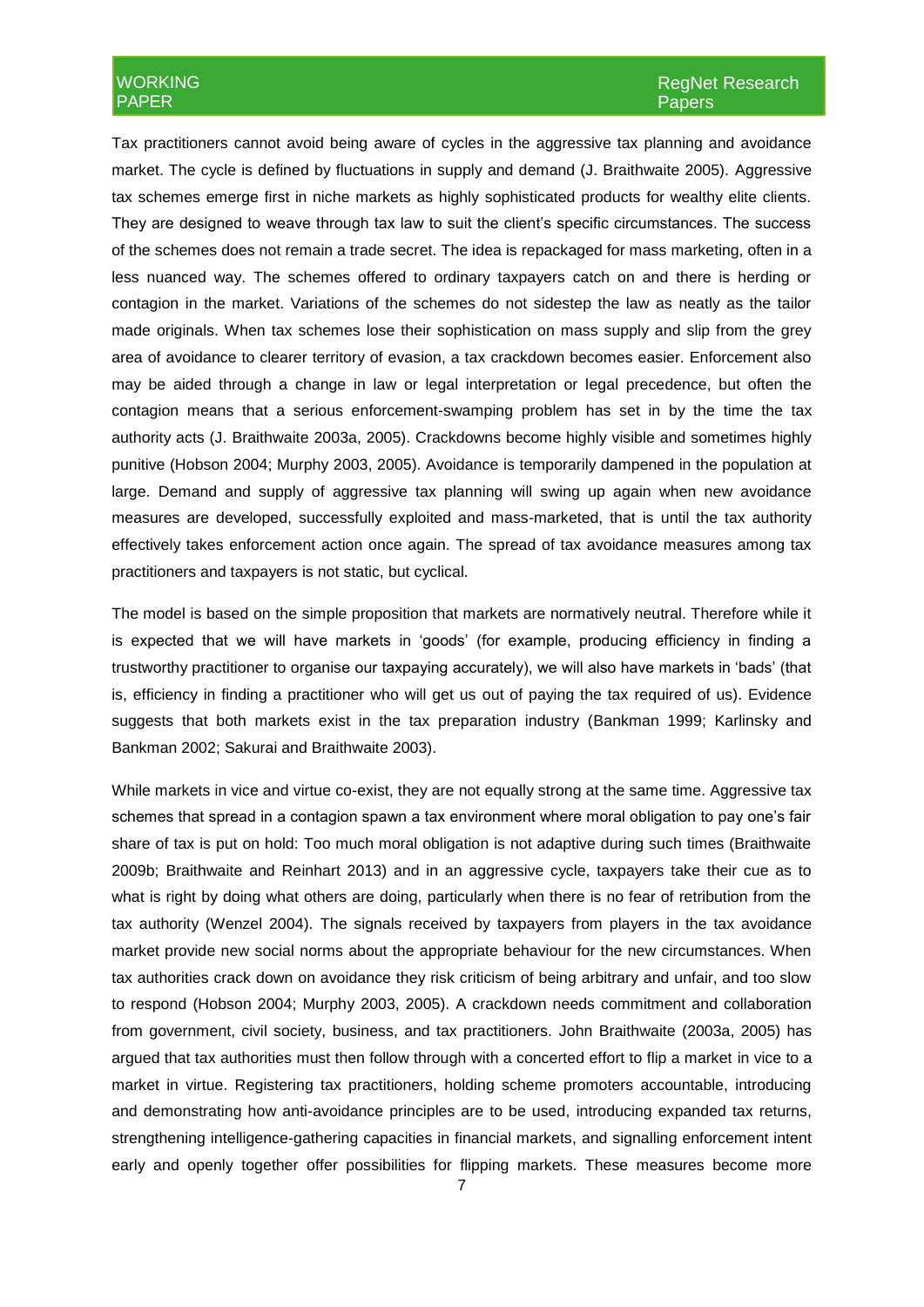Tax practitioners cannot avoid being aware of cycles in the aggressive tax planning and avoidance market. The cycle is defined by fluctuations in supply and demand (J. Braithwaite 2005). Aggressive tax schemes emerge first in niche markets as highly sophisticated products for wealthy elite clients. They are designed to weave through tax law to suit the client's specific circumstances. The success of the schemes does not remain a trade secret. The idea is repackaged for mass marketing, often in a less nuanced way. The schemes offered to ordinary taxpayers catch on and there is herding or contagion in the market. Variations of the schemes do not sidestep the law as neatly as the tailor made originals. When tax schemes lose their sophistication on mass supply and slip from the grey area of avoidance to clearer territory of evasion, a tax crackdown becomes easier. Enforcement also may be aided through a change in law or legal interpretation or legal precedence, but often the contagion means that a serious enforcement-swamping problem has set in by the time the tax authority acts (J. Braithwaite 2003a, 2005). Crackdowns become highly visible and sometimes highly punitive (Hobson 2004; Murphy 2003, 2005). Avoidance is temporarily dampened in the population at large. Demand and supply of aggressive tax planning will swing up again when new avoidance measures are developed, successfully exploited and mass-marketed, that is until the tax authority effectively takes enforcement action once again. The spread of tax avoidance measures among tax practitioners and taxpayers is not static, but cyclical.

The model is based on the simple proposition that markets are normatively neutral. Therefore while it is expected that we will have markets in 'goods' (for example, producing efficiency in finding a trustworthy practitioner to organise our taxpaying accurately), we will also have markets in 'bads' (that is, efficiency in finding a practitioner who will get us out of paying the tax required of us). Evidence suggests that both markets exist in the tax preparation industry (Bankman 1999; Karlinsky and Bankman 2002; Sakurai and Braithwaite 2003).

While markets in vice and virtue co-exist, they are not equally strong at the same time. Aggressive tax schemes that spread in a contagion spawn a tax environment where moral obligation to pay one's fair share of tax is put on hold: Too much moral obligation is not adaptive during such times (Braithwaite 2009b; Braithwaite and Reinhart 2013) and in an aggressive cycle, taxpayers take their cue as to what is right by doing what others are doing, particularly when there is no fear of retribution from the tax authority (Wenzel 2004). The signals received by taxpayers from players in the tax avoidance market provide new social norms about the appropriate behaviour for the new circumstances. When tax authorities crack down on avoidance they risk criticism of being arbitrary and unfair, and too slow to respond (Hobson 2004; Murphy 2003, 2005). A crackdown needs commitment and collaboration from government, civil society, business, and tax practitioners. John Braithwaite (2003a, 2005) has argued that tax authorities must then follow through with a concerted effort to flip a market in vice to a market in virtue. Registering tax practitioners, holding scheme promoters accountable, introducing and demonstrating how anti-avoidance principles are to be used, introducing expanded tax returns, strengthening intelligence-gathering capacities in financial markets, and signalling enforcement intent early and openly together offer possibilities for flipping markets. These measures become more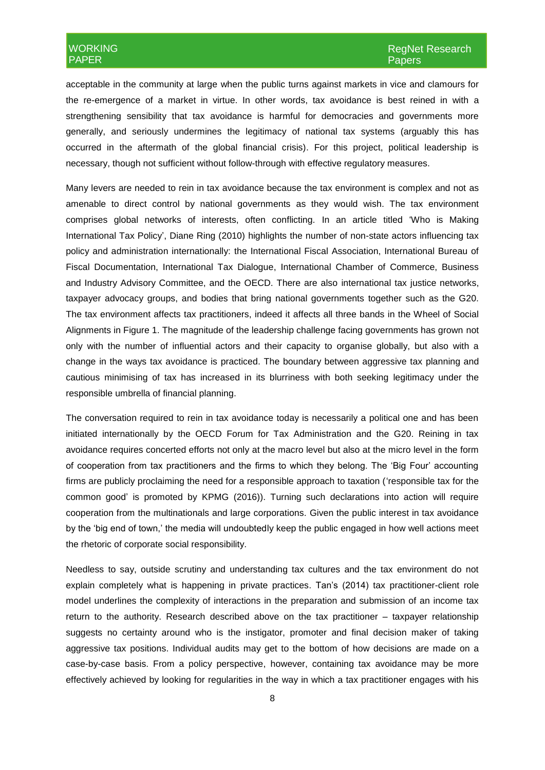acceptable in the community at large when the public turns against markets in vice and clamours for the re-emergence of a market in virtue. In other words, tax avoidance is best reined in with a strengthening sensibility that tax avoidance is harmful for democracies and governments more generally, and seriously undermines the legitimacy of national tax systems (arguably this has occurred in the aftermath of the global financial crisis). For this project, political leadership is necessary, though not sufficient without follow-through with effective regulatory measures.

Many levers are needed to rein in tax avoidance because the tax environment is complex and not as amenable to direct control by national governments as they would wish. The tax environment comprises global networks of interests, often conflicting. In an article titled 'Who is Making International Tax Policy', Diane Ring (2010) highlights the number of non-state actors influencing tax policy and administration internationally: the International Fiscal Association, International Bureau of Fiscal Documentation, International Tax Dialogue, International Chamber of Commerce, Business and Industry Advisory Committee, and the OECD. There are also international tax justice networks, taxpayer advocacy groups, and bodies that bring national governments together such as the G20. The tax environment affects tax practitioners, indeed it affects all three bands in the Wheel of Social Alignments in Figure 1. The magnitude of the leadership challenge facing governments has grown not only with the number of influential actors and their capacity to organise globally, but also with a change in the ways tax avoidance is practiced. The boundary between aggressive tax planning and cautious minimising of tax has increased in its blurriness with both seeking legitimacy under the responsible umbrella of financial planning.

The conversation required to rein in tax avoidance today is necessarily a political one and has been initiated internationally by the OECD Forum for Tax Administration and the G20. Reining in tax avoidance requires concerted efforts not only at the macro level but also at the micro level in the form of cooperation from tax practitioners and the firms to which they belong. The 'Big Four' accounting firms are publicly proclaiming the need for a responsible approach to taxation ('responsible tax for the common good' is promoted by KPMG (2016)). Turning such declarations into action will require cooperation from the multinationals and large corporations. Given the public interest in tax avoidance by the 'big end of town,' the media will undoubtedly keep the public engaged in how well actions meet the rhetoric of corporate social responsibility.

Needless to say, outside scrutiny and understanding tax cultures and the tax environment do not explain completely what is happening in private practices. Tan's (2014) tax practitioner-client role model underlines the complexity of interactions in the preparation and submission of an income tax return to the authority. Research described above on the tax practitioner – taxpayer relationship suggests no certainty around who is the instigator, promoter and final decision maker of taking aggressive tax positions. Individual audits may get to the bottom of how decisions are made on a case-by-case basis. From a policy perspective, however, containing tax avoidance may be more effectively achieved by looking for regularities in the way in which a tax practitioner engages with his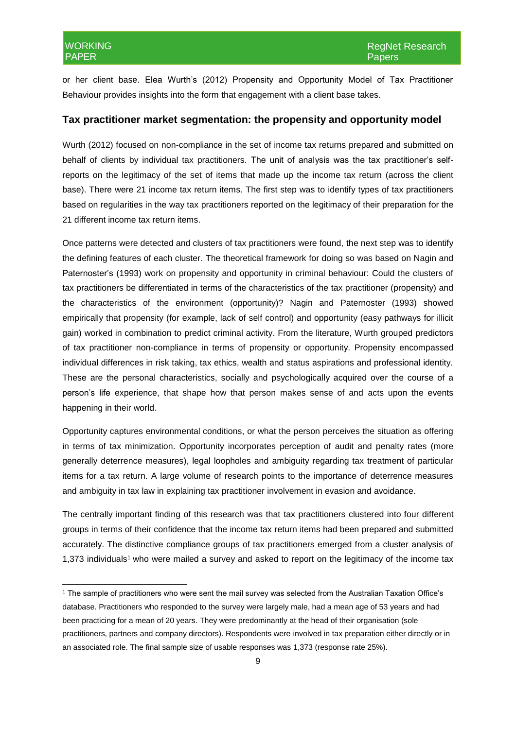or her client base. Elea Wurth's (2012) Propensity and Opportunity Model of Tax Practitioner Behaviour provides insights into the form that engagement with a client base takes.

## Tax practitioner market segmentation: the propensity and opportunity model

Wurth (2012) focused on non-compliance in the set of income tax returns prepared and submitted on behalf of clients by individual tax practitioners. The unit of analysis was the tax practitioner's self-reports on the legitimacy of the set of items that made up the income tax return (across the client base). There were 21 income tax return items. The first step was to identify types of tax practitioners based on regularities in the way tax practitioners reported on the legitimacy of their preparation for the 21 different income tax return items.

Once patterns were detected and clusters of tax practitioners were found, the next step was to identify the defining features of each cluster. The theoretical framework for doing so was based on Nagin and Paternoster's (1993) work on propensity and opportunity in criminal behaviour: Could the clusters of tax practitioners be differentiated in terms of the characteristics of the tax practitioner (propensity) and the characteristics of the environment (opportunity)? Nagin and Paternoster (1993) showed empirically that propensity (for example, lack of self control) and opportunity (easy pathways for illicit gain) worked in combination to predict criminal activity. From the literature, Wurth grouped predictors of tax practitioner non-compliance in terms of propensity or opportunity. Propensity encompassed individual differences in risk taking, tax ethics, wealth and status aspirations and professional identity. These are the personal characteristics, socially and psychologically acquired over the course of a person's life experience, that shape how that person makes sense of and acts upon the events happening in their world.

Opportunity captures environmental conditions, or what the person perceives the situation as offering in terms of tax minimization. Opportunity incorporates perception of audit and penalty rates (more generally deterrence measures), legal loopholes and ambiguity regarding tax treatment of particular items for a tax return. A large volume of research points to the importance of deterrence measures and ambiguity in tax law in explaining tax practitioner involvement in evasion and avoidance.

The centrally important finding of this research was that tax practitioners clustered into four different groups in terms of their confidence that the income tax return items had been prepared and submitted accurately. The distinctive compliance groups of tax practitioners emerged from a cluster analysis of 1,373 individuals[1] who were mailed a survey and asked to report on the legitimacy of the income tax

[1] The sample of practitioners who were sent the mail survey was selected from the Australian Taxation Office's database. Practitioners who responded to the survey were largely male, had a mean age of 53 years and had been practicing for a mean of 20 years. They were predominantly at the head of their organisation (sole practitioners, partners and company directors). Respondents were involved in tax preparation either directly or in an associated role. The final sample size of usable responses was 1,373 (response rate 25%).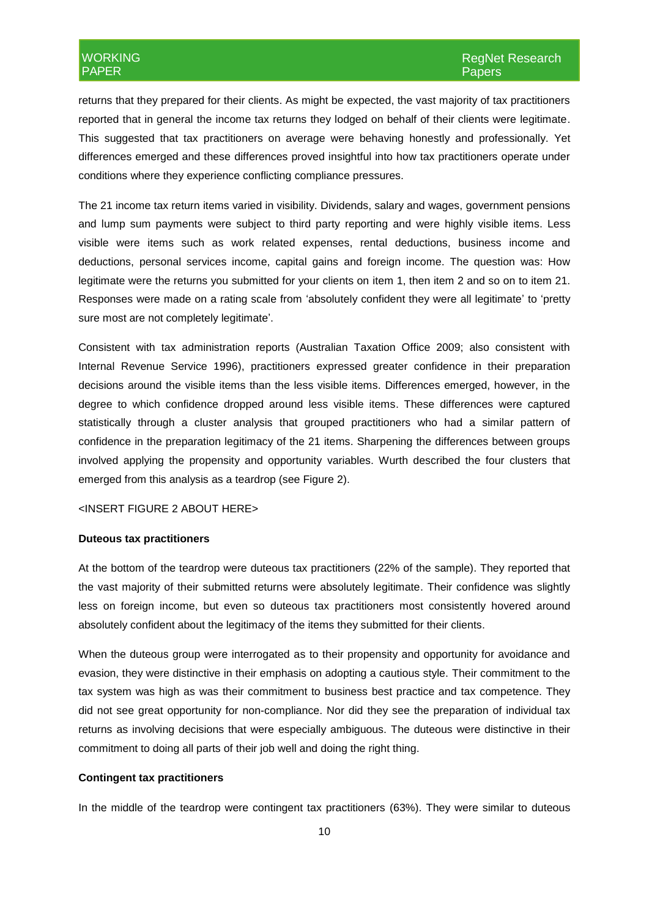returns that they prepared for their clients. As might be expected, the vast majority of tax practitioners reported that in general the income tax returns they lodged on behalf of their clients were legitimate. This suggested that tax practitioners on average were behaving honestly and professionally. Yet differences emerged and these differences proved insightful into how tax practitioners operate under conditions where they experience conflicting compliance pressures.

The 21 income tax return items varied in visibility. Dividends, salary and wages, government pensions and lump sum payments were subject to third party reporting and were highly visible items. Less visible were items such as work related expenses, rental deductions, business income and deductions, personal services income, capital gains and foreign income. The question was: How legitimate were the returns you submitted for your clients on item 1, then item 2 and so on to item 21. Responses were made on a rating scale from 'absolutely confident they were all legitimate' to 'pretty sure most are not completely legitimate'.

Consistent with tax administration reports (Australian Taxation Office 2009; also consistent with Internal Revenue Service 1996), practitioners expressed greater confidence in their preparation decisions around the visible items than the less visible items. Differences emerged, however, in the degree to which confidence dropped around less visible items. These differences were captured statistically through a cluster analysis that grouped practitioners who had a similar pattern of confidence in the preparation legitimacy of the 21 items. Sharpening the differences between groups involved applying the propensity and opportunity variables. Wurth described the four clusters that emerged from this analysis as a teardrop (see Figure 2).

<INSERT FIGURE 2 ABOUT HERE>

**Duteous tax practitioners**

At the bottom of the teardrop were duteous tax practitioners (22% of the sample). They reported that the vast majority of their submitted returns were absolutely legitimate. Their confidence was slightly less on foreign income, but even so duteous tax practitioners most consistently hovered around absolutely confident about the legitimacy of the items they submitted for their clients.

When the duteous group were interrogated as to their propensity and opportunity for avoidance and evasion, they were distinctive in their emphasis on adopting a cautious style. Their commitment to the tax system was high as was their commitment to business best practice and tax competence. They did not see great opportunity for non-compliance. Nor did they see the preparation of individual tax returns as involving decisions that were especially ambiguous. The duteous were distinctive in their commitment to doing all parts of their job well and doing the right thing.

**Contingent tax practitioners**

In the middle of the teardrop were contingent tax practitioners (63%). They were similar to duteous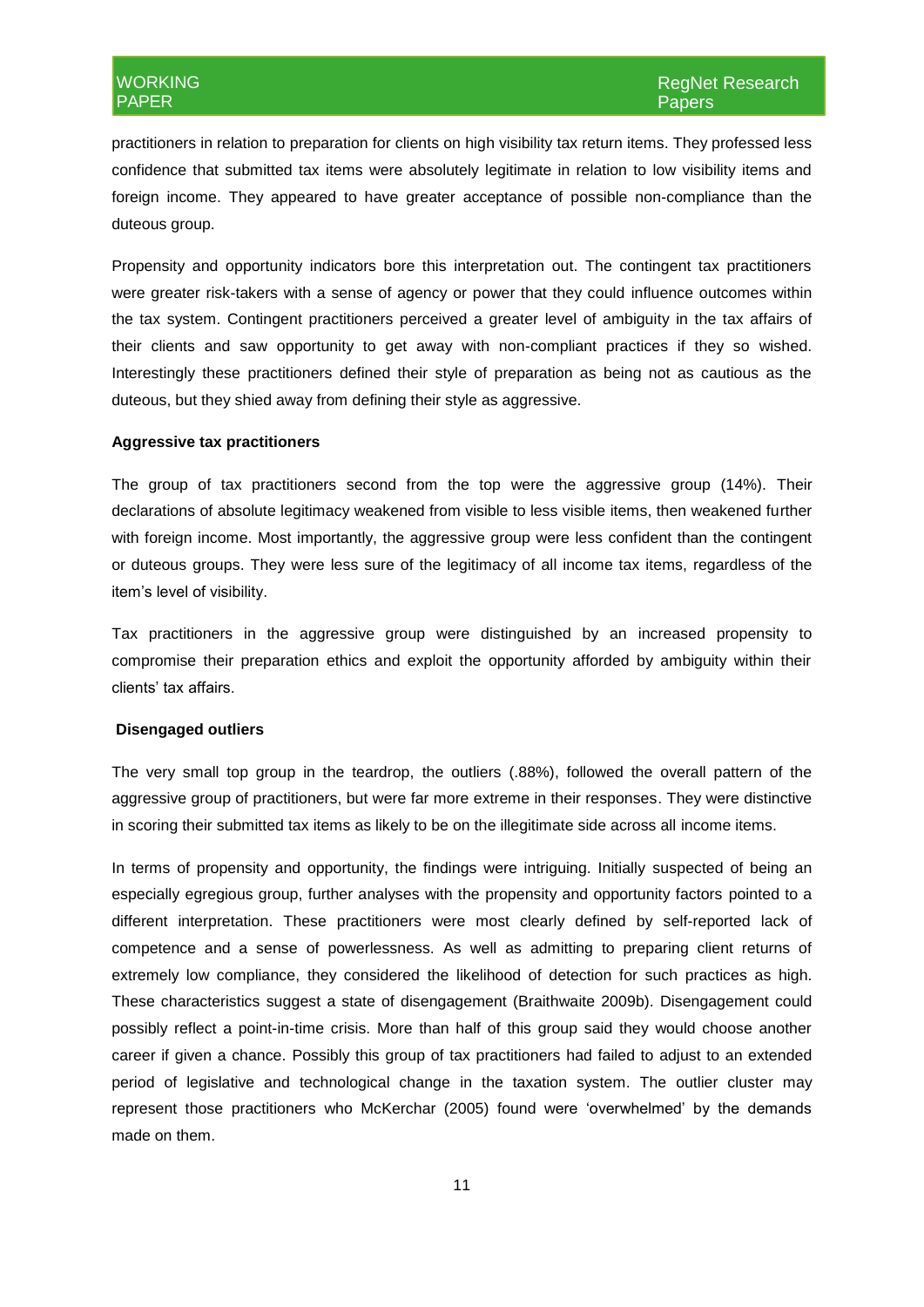practitioners in relation to preparation for clients on high visibility tax return items. They professed less confidence that submitted tax items were absolutely legitimate in relation to low visibility items and foreign income. They appeared to have greater acceptance of possible non-compliance than the duteous group.

Propensity and opportunity indicators bore this interpretation out. The contingent tax practitioners were greater risk-takers with a sense of agency or power that they could influence outcomes within the tax system. Contingent practitioners perceived a greater level of ambiguity in the tax affairs of their clients and saw opportunity to get away with non-compliant practices if they so wished. Interestingly these practitioners defined their style of preparation as being not as cautious as the duteous, but they shied away from defining their style as aggressive.

**Aggressive tax practitioners**

The group of tax practitioners second from the top were the aggressive group (14%). Their declarations of absolute legitimacy weakened from visible to less visible items, then weakened further with foreign income. Most importantly, the aggressive group were less confident than the contingent or duteous groups. They were less sure of the legitimacy of all income tax items, regardless of the item's level of visibility.

Tax practitioners in the aggressive group were distinguished by an increased propensity to compromise their preparation ethics and exploit the opportunity afforded by ambiguity within their clients' tax affairs.

**Disengaged outliers**

The very small top group in the teardrop, the outliers (.88%), followed the overall pattern of the aggressive group of practitioners, but were far more extreme in their responses. They were distinctive in scoring their submitted tax items as likely to be on the illegitimate side across all income items.

In terms of propensity and opportunity, the findings were intriguing. Initially suspected of being an especially egregious group, further analyses with the propensity and opportunity factors pointed to a different interpretation. These practitioners were most clearly defined by self-reported lack of competence and a sense of powerlessness. As well as admitting to preparing client returns of extremely low compliance, they considered the likelihood of detection for such practices as high. These characteristics suggest a state of disengagement (Braithwaite 2009b). Disengagement could possibly reflect a point-in-time crisis. More than half of this group said they would choose another career if given a chance. Possibly this group of tax practitioners had failed to adjust to an extended period of legislative and technological change in the taxation system. The outlier cluster may represent those practitioners who McKerchar (2005) found were 'overwhelmed' by the demands made on them.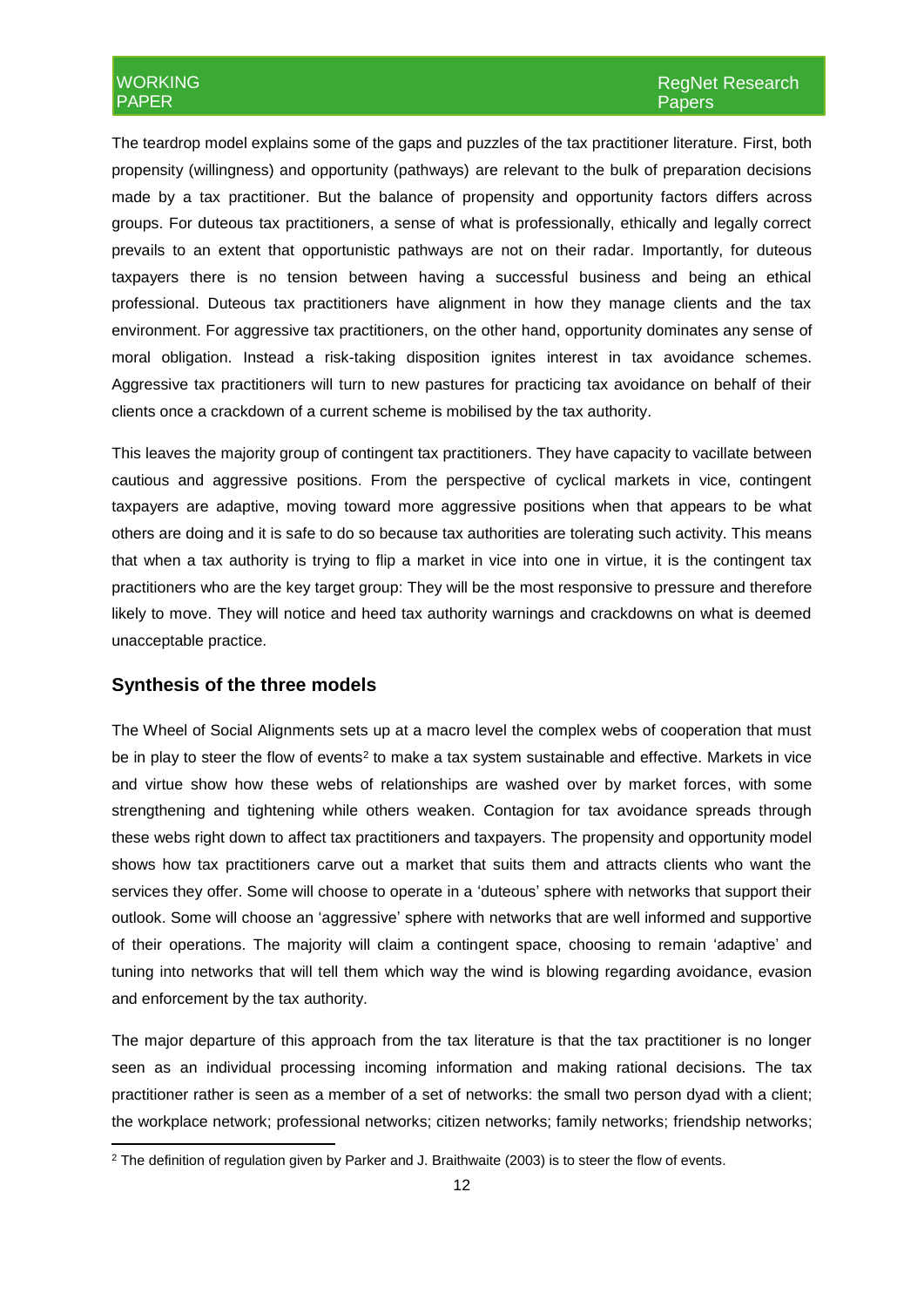The teardrop model explains some of the gaps and puzzles of the tax practitioner literature. First, both propensity (willingness) and opportunity (pathways) are relevant to the bulk of preparation decisions made by a tax practitioner. But the balance of propensity and opportunity factors differs across groups. For duteous tax practitioners, a sense of what is professionally, ethically and legally correct prevails to an extent that opportunistic pathways are not on their radar. Importantly, for duteous taxpayers there is no tension between having a successful business and being an ethical professional. Duteous tax practitioners have alignment in how they manage clients and the tax environment. For aggressive tax practitioners, on the other hand, opportunity dominates any sense of moral obligation. Instead a risk-taking disposition ignites interest in tax avoidance schemes. Aggressive tax practitioners will turn to new pastures for practicing tax avoidance on behalf of their clients once a crackdown of a current scheme is mobilised by the tax authority.

This leaves the majority group of contingent tax practitioners. They have capacity to vacillate between cautious and aggressive positions. From the perspective of cyclical markets in vice, contingent taxpayers are adaptive, moving toward more aggressive positions when that appears to be what others are doing and it is safe to do so because tax authorities are tolerating such activity. This means that when a tax authority is trying to flip a market in vice into one in virtue, it is the contingent tax practitioners who are the key target group: They will be the most responsive to pressure and therefore likely to move. They will notice and heed tax authority warnings and crackdowns on what is deemed unacceptable practice.

## Synthesis of the three models

The Wheel of Social Alignments sets up at a macro level the complex webs of cooperation that must be in play to steer the flow of events[2] to make a tax system sustainable and effective. Markets in vice and virtue show how these webs of relationships are washed over by market forces, with some strengthening and tightening while others weaken. Contagion for tax avoidance spreads through these webs right down to affect tax practitioners and taxpayers. The propensity and opportunity model shows how tax practitioners carve out a market that suits them and attracts clients who want the services they offer. Some will choose to operate in a 'duteous' sphere with networks that support their outlook. Some will choose an 'aggressive' sphere with networks that are well informed and supportive of their operations. The majority will claim a contingent space, choosing to remain 'adaptive' and tuning into networks that will tell them which way the wind is blowing regarding avoidance, evasion and enforcement by the tax authority.

The major departure of this approach from the tax literature is that the tax practitioner is no longer seen as an individual processing incoming information and making rational decisions. The tax practitioner rather is seen as a member of a set of networks: the small two person dyad with a client; the workplace network; professional networks; citizen networks; family networks; friendship networks;

[2] The definition of regulation given by Parker and J. Braithwaite (2003) is to steer the flow of events.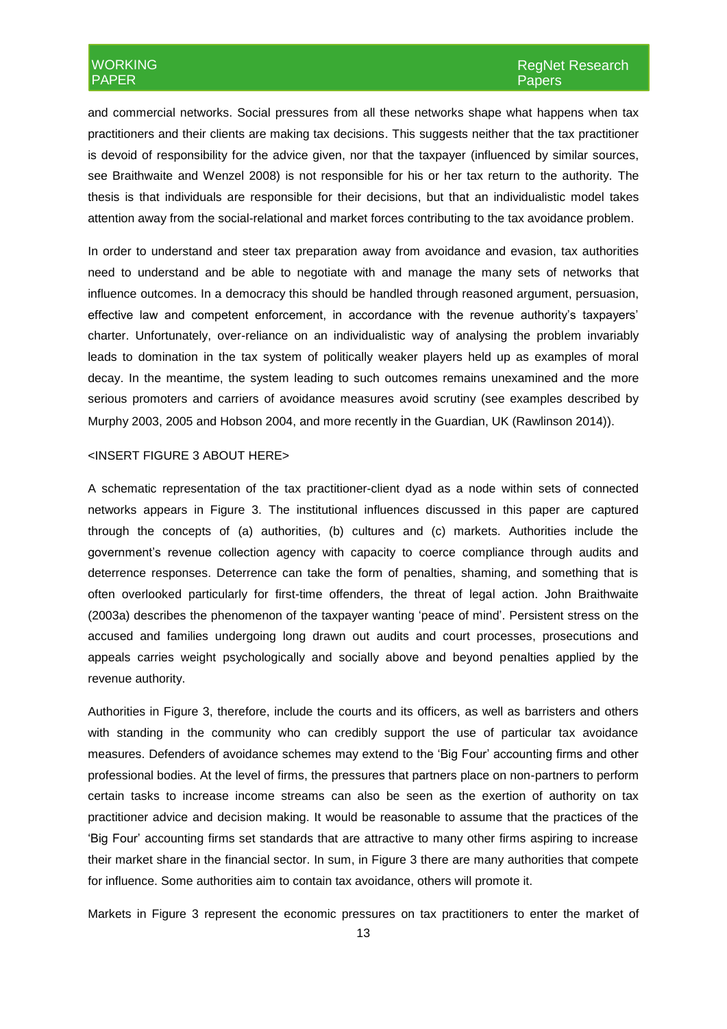and commercial networks. Social pressures from all these networks shape what happens when tax practitioners and their clients are making tax decisions. This suggests neither that the tax practitioner is devoid of responsibility for the advice given, nor that the taxpayer (influenced by similar sources, see Braithwaite and Wenzel 2008) is not responsible for his or her tax return to the authority. The thesis is that individuals are responsible for their decisions, but that an individualistic model takes attention away from the social-relational and market forces contributing to the tax avoidance problem.

In order to understand and steer tax preparation away from avoidance and evasion, tax authorities need to understand and be able to negotiate with and manage the many sets of networks that influence outcomes. In a democracy this should be handled through reasoned argument, persuasion, effective law and competent enforcement, in accordance with the revenue authority's taxpayers' charter. Unfortunately, over-reliance on an individualistic way of analysing the problem invariably leads to domination in the tax system of politically weaker players held up as examples of moral decay. In the meantime, the system leading to such outcomes remains unexamined and the more serious promoters and carriers of avoidance measures avoid scrutiny (see examples described by Murphy 2003, 2005 and Hobson 2004, and more recently in the Guardian, UK (Rawlinson 2014)).

<INSERT FIGURE 3 ABOUT HERE>

A schematic representation of the tax practitioner-client dyad as a node within sets of connected networks appears in Figure 3. The institutional influences discussed in this paper are captured through the concepts of (a) authorities, (b) cultures and (c) markets. Authorities include the government's revenue collection agency with capacity to coerce compliance through audits and deterrence responses. Deterrence can take the form of penalties, shaming, and something that is often overlooked particularly for first-time offenders, the threat of legal action. John Braithwaite (2003a) describes the phenomenon of the taxpayer wanting 'peace of mind'. Persistent stress on the accused and families undergoing long drawn out audits and court processes, prosecutions and appeals carries weight psychologically and socially above and beyond penalties applied by the revenue authority.

Authorities in Figure 3, therefore, include the courts and its officers, as well as barristers and others with standing in the community who can credibly support the use of particular tax avoidance measures. Defenders of avoidance schemes may extend to the 'Big Four' accounting firms and other professional bodies. At the level of firms, the pressures that partners place on non-partners to perform certain tasks to increase income streams can also be seen as the exertion of authority on tax practitioner advice and decision making. It would be reasonable to assume that the practices of the 'Big Four' accounting firms set standards that are attractive to many other firms aspiring to increase their market share in the financial sector. In sum, in Figure 3 there are many authorities that compete for influence. Some authorities aim to contain tax avoidance, others will promote it.

Markets in Figure 3 represent the economic pressures on tax practitioners to enter the market of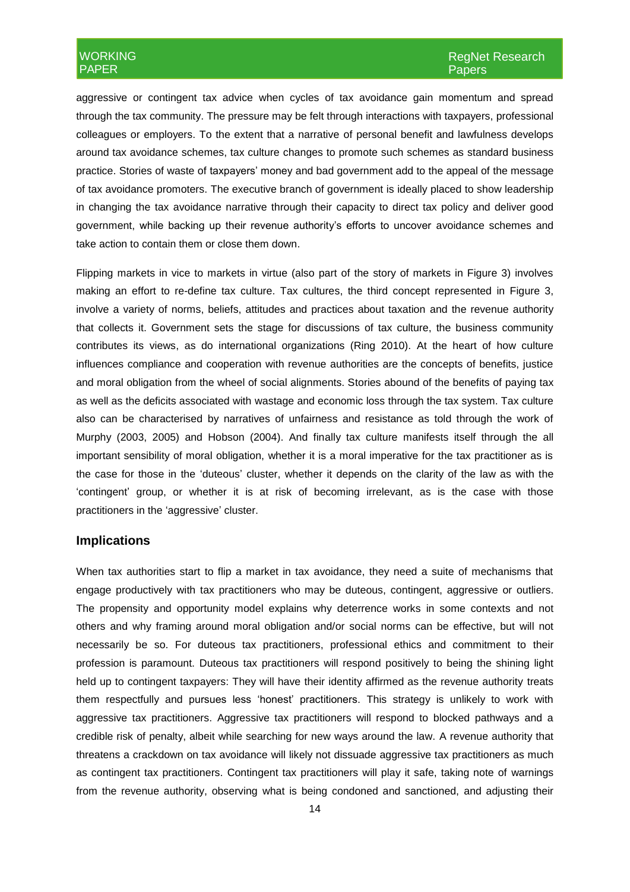aggressive or contingent tax advice when cycles of tax avoidance gain momentum and spread through the tax community. The pressure may be felt through interactions with taxpayers, professional colleagues or employers. To the extent that a narrative of personal benefit and lawfulness develops around tax avoidance schemes, tax culture changes to promote such schemes as standard business practice. Stories of waste of taxpayers' money and bad government add to the appeal of the message of tax avoidance promoters. The executive branch of government is ideally placed to show leadership in changing the tax avoidance narrative through their capacity to direct tax policy and deliver good government, while backing up their revenue authority's efforts to uncover avoidance schemes and take action to contain them or close them down.

Flipping markets in vice to markets in virtue (also part of the story of markets in Figure 3) involves making an effort to re-define tax culture. Tax cultures, the third concept represented in Figure 3, involve a variety of norms, beliefs, attitudes and practices about taxation and the revenue authority that collects it. Government sets the stage for discussions of tax culture, the business community contributes its views, as do international organizations (Ring 2010). At the heart of how culture influences compliance and cooperation with revenue authorities are the concepts of benefits, justice and moral obligation from the wheel of social alignments. Stories abound of the benefits of paying tax as well as the deficits associated with wastage and economic loss through the tax system. Tax culture also can be characterised by narratives of unfairness and resistance as told through the work of Murphy (2003, 2005) and Hobson (2004). And finally tax culture manifests itself through the all important sensibility of moral obligation, whether it is a moral imperative for the tax practitioner as is the case for those in the 'duteous' cluster, whether it depends on the clarity of the law as with the 'contingent' group, or whether it is at risk of becoming irrelevant, as is the case with those practitioners in the 'aggressive' cluster.

## Implications

When tax authorities start to flip a market in tax avoidance, they need a suite of mechanisms that engage productively with tax practitioners who may be duteous, contingent, aggressive or outliers. The propensity and opportunity model explains why deterrence works in some contexts and not others and why framing around moral obligation and/or social norms can be effective, but will not necessarily be so. For duteous tax practitioners, professional ethics and commitment to their profession is paramount. Duteous tax practitioners will respond positively to being the shining light held up to contingent taxpayers: They will have their identity affirmed as the revenue authority treats them respectfully and pursues less 'honest' practitioners. This strategy is unlikely to work with aggressive tax practitioners. Aggressive tax practitioners will respond to blocked pathways and a credible risk of penalty, albeit while searching for new ways around the law. A revenue authority that threatens a crackdown on tax avoidance will likely not dissuade aggressive tax practitioners as much as contingent tax practitioners. Contingent tax practitioners will play it safe, taking note of warnings from the revenue authority, observing what is being condoned and sanctioned, and adjusting their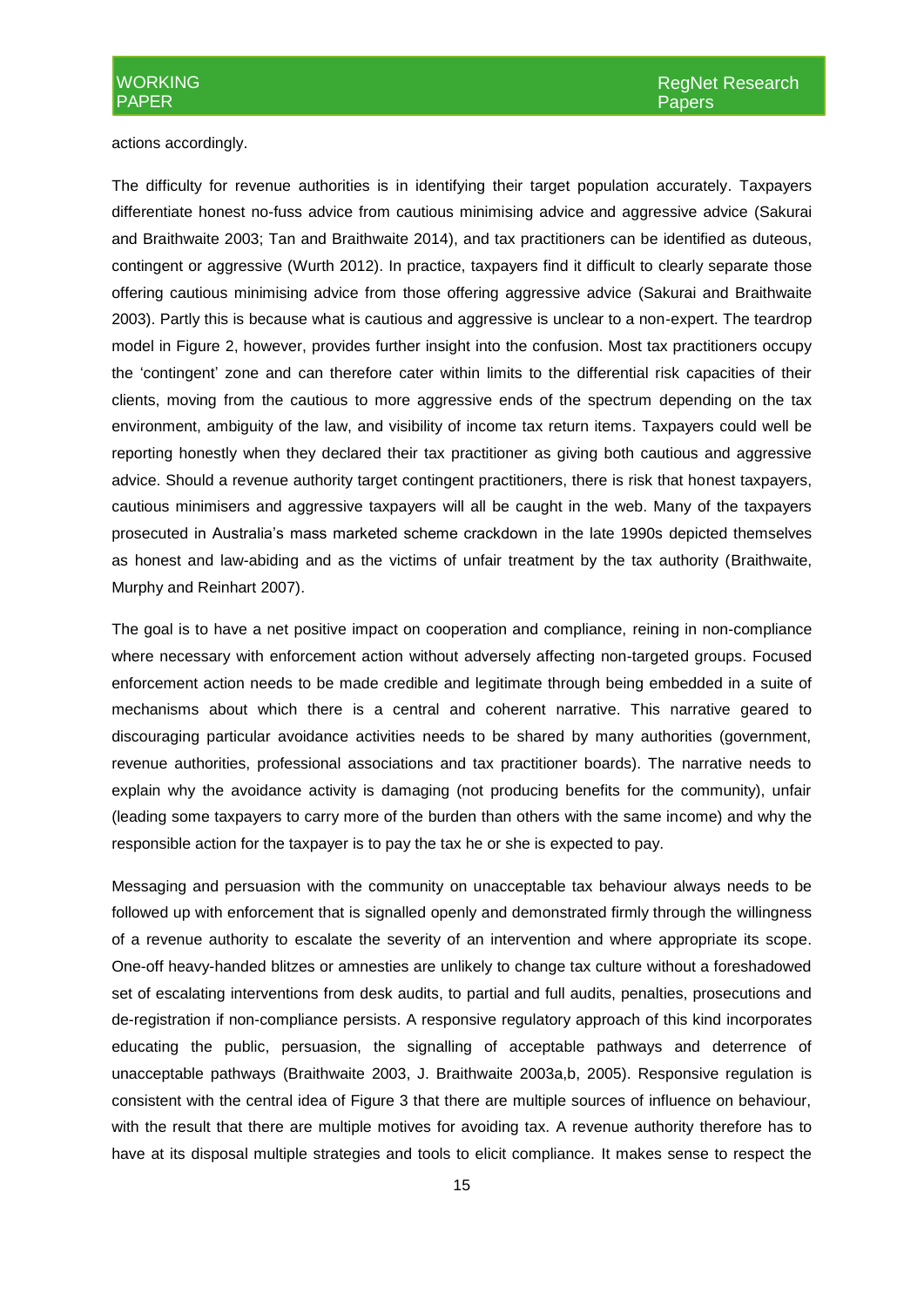actions accordingly.

The difficulty for revenue authorities is in identifying their target population accurately. Taxpayers differentiate honest no-fuss advice from cautious minimising advice and aggressive advice (Sakurai and Braithwaite 2003; Tan and Braithwaite 2014), and tax practitioners can be identified as duteous, contingent or aggressive (Wurth 2012). In practice, taxpayers find it difficult to clearly separate those offering cautious minimising advice from those offering aggressive advice (Sakurai and Braithwaite 2003). Partly this is because what is cautious and aggressive is unclear to a non-expert. The teardrop model in Figure 2, however, provides further insight into the confusion. Most tax practitioners occupy the 'contingent' zone and can therefore cater within limits to the differential risk capacities of their clients, moving from the cautious to more aggressive ends of the spectrum depending on the tax environment, ambiguity of the law, and visibility of income tax return items. Taxpayers could well be reporting honestly when they declared their tax practitioner as giving both cautious and aggressive advice. Should a revenue authority target contingent practitioners, there is risk that honest taxpayers, cautious minimisers and aggressive taxpayers will all be caught in the web. Many of the taxpayers prosecuted in Australia's mass marketed scheme crackdown in the late 1990s depicted themselves as honest and law-abiding and as the victims of unfair treatment by the tax authority (Braithwaite, Murphy and Reinhart 2007).

The goal is to have a net positive impact on cooperation and compliance, reining in non-compliance where necessary with enforcement action without adversely affecting non-targeted groups. Focused enforcement action needs to be made credible and legitimate through being embedded in a suite of mechanisms about which there is a central and coherent narrative. This narrative geared to discouraging particular avoidance activities needs to be shared by many authorities (government, revenue authorities, professional associations and tax practitioner boards). The narrative needs to explain why the avoidance activity is damaging (not producing benefits for the community), unfair (leading some taxpayers to carry more of the burden than others with the same income) and why the responsible action for the taxpayer is to pay the tax he or she is expected to pay.

Messaging and persuasion with the community on unacceptable tax behaviour always needs to be followed up with enforcement that is signalled openly and demonstrated firmly through the willingness of a revenue authority to escalate the severity of an intervention and where appropriate its scope. One-off heavy-handed blitzes or amnesties are unlikely to change tax culture without a foreshadowed set of escalating interventions from desk audits, to partial and full audits, penalties, prosecutions and de-registration if non-compliance persists. A responsive regulatory approach of this kind incorporates educating the public, persuasion, the signalling of acceptable pathways and deterrence of unacceptable pathways (Braithwaite 2003, J. Braithwaite 2003a,b, 2005). Responsive regulation is consistent with the central idea of Figure 3 that there are multiple sources of influence on behaviour, with the result that there are multiple motives for avoiding tax. A revenue authority therefore has to have at its disposal multiple strategies and tools to elicit compliance. It makes sense to respect the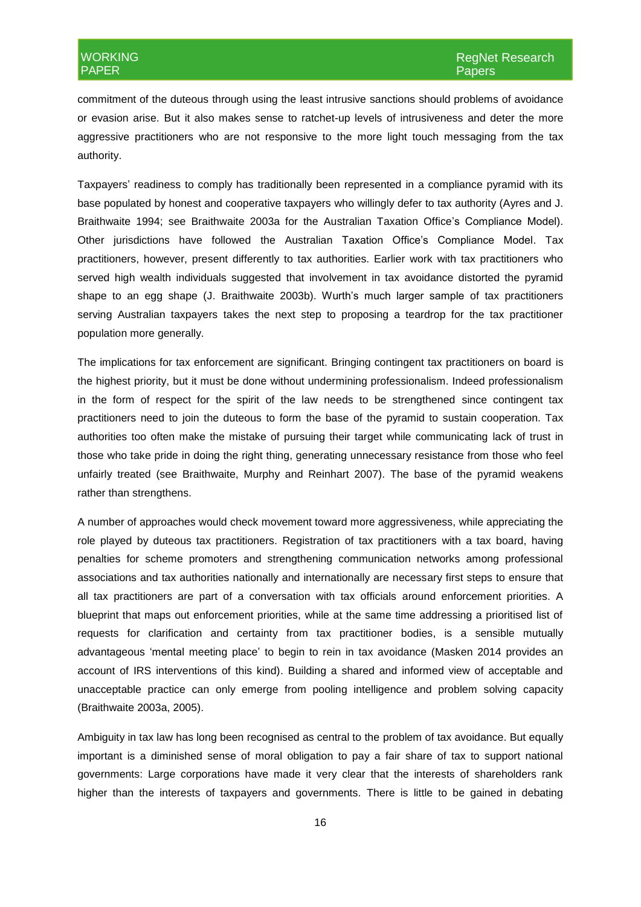commitment of the duteous through using the least intrusive sanctions should problems of avoidance or evasion arise. But it also makes sense to ratchet-up levels of intrusiveness and deter the more aggressive practitioners who are not responsive to the more light touch messaging from the tax authority.

Taxpayers' readiness to comply has traditionally been represented in a compliance pyramid with its base populated by honest and cooperative taxpayers who willingly defer to tax authority (Ayres and J. Braithwaite 1994; see Braithwaite 2003a for the Australian Taxation Office's Compliance Model). Other jurisdictions have followed the Australian Taxation Office's Compliance Model. Tax practitioners, however, present differently to tax authorities. Earlier work with tax practitioners who served high wealth individuals suggested that involvement in tax avoidance distorted the pyramid shape to an egg shape (J. Braithwaite 2003b). Wurth's much larger sample of tax practitioners serving Australian taxpayers takes the next step to proposing a teardrop for the tax practitioner population more generally.

The implications for tax enforcement are significant. Bringing contingent tax practitioners on board is the highest priority, but it must be done without undermining professionalism. Indeed professionalism in the form of respect for the spirit of the law needs to be strengthened since contingent tax practitioners need to join the duteous to form the base of the pyramid to sustain cooperation. Tax authorities too often make the mistake of pursuing their target while communicating lack of trust in those who take pride in doing the right thing, generating unnecessary resistance from those who feel unfairly treated (see Braithwaite, Murphy and Reinhart 2007). The base of the pyramid weakens rather than strengthens.

A number of approaches would check movement toward more aggressiveness, while appreciating the role played by duteous tax practitioners. Registration of tax practitioners with a tax board, having penalties for scheme promoters and strengthening communication networks among professional associations and tax authorities nationally and internationally are necessary first steps to ensure that all tax practitioners are part of a conversation with tax officials around enforcement priorities. A blueprint that maps out enforcement priorities, while at the same time addressing a prioritised list of requests for clarification and certainty from tax practitioner bodies, is a sensible mutually advantageous 'mental meeting place' to begin to rein in tax avoidance (Masken 2014 provides an account of IRS interventions of this kind). Building a shared and informed view of acceptable and unacceptable practice can only emerge from pooling intelligence and problem solving capacity (Braithwaite 2003a, 2005).

Ambiguity in tax law has long been recognised as central to the problem of tax avoidance. But equally important is a diminished sense of moral obligation to pay a fair share of tax to support national governments: Large corporations have made it very clear that the interests of shareholders rank higher than the interests of taxpayers and governments. There is little to be gained in debating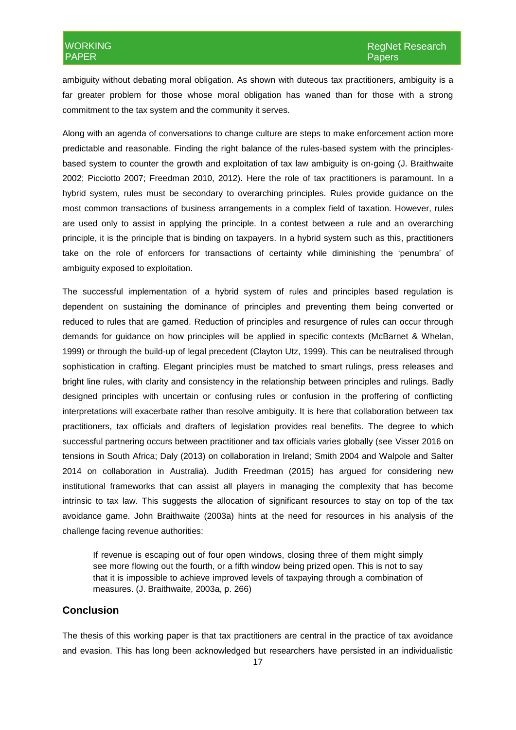ambiguity without debating moral obligation. As shown with duteous tax practitioners, ambiguity is a far greater problem for those whose moral obligation has waned than for those with a strong commitment to the tax system and the community it serves.

Along with an agenda of conversations to change culture are steps to make enforcement action more predictable and reasonable. Finding the right balance of the rules-based system with the principles-based system to counter the growth and exploitation of tax law ambiguity is on-going (J. Braithwaite 2002; Picciotto 2007; Freedman 2010, 2012). Here the role of tax practitioners is paramount. In a hybrid system, rules must be secondary to overarching principles. Rules provide guidance on the most common transactions of business arrangements in a complex field of taxation. However, rules are used only to assist in applying the principle. In a contest between a rule and an overarching principle, it is the principle that is binding on taxpayers. In a hybrid system such as this, practitioners take on the role of enforcers for transactions of certainty while diminishing the 'penumbra' of ambiguity exposed to exploitation.

The successful implementation of a hybrid system of rules and principles based regulation is dependent on sustaining the dominance of principles and preventing them being converted or reduced to rules that are gamed. Reduction of principles and resurgence of rules can occur through demands for guidance on how principles will be applied in specific contexts (McBarnet & Whelan, 1999) or through the build-up of legal precedent (Clayton Utz, 1999). This can be neutralised through sophistication in crafting. Elegant principles must be matched to smart rulings, press releases and bright line rules, with clarity and consistency in the relationship between principles and rulings. Badly designed principles with uncertain or confusing rules or confusion in the proffering of conflicting interpretations will exacerbate rather than resolve ambiguity. It is here that collaboration between tax practitioners, tax officials and drafters of legislation provides real benefits. The degree to which successful partnering occurs between practitioner and tax officials varies globally (see Visser 2016 on tensions in South Africa; Daly (2013) on collaboration in Ireland; Smith 2004 and Walpole and Salter 2014 on collaboration in Australia). Judith Freedman (2015) has argued for considering new institutional frameworks that can assist all players in managing the complexity that has become intrinsic to tax law. This suggests the allocation of significant resources to stay on top of the tax avoidance game. John Braithwaite (2003a) hints at the need for resources in his analysis of the challenge facing revenue authorities:

> If revenue is escaping out of four open windows, closing three of them might simply see more flowing out the fourth, or a fifth window being prized open. This is not to say that it is impossible to achieve improved levels of taxpaying through a combination of measures. (J. Braithwaite, 2003a, p. 266)

## Conclusion

The thesis of this working paper is that tax practitioners are central in the practice of tax avoidance and evasion. This has long been acknowledged but researchers have persisted in an individualistic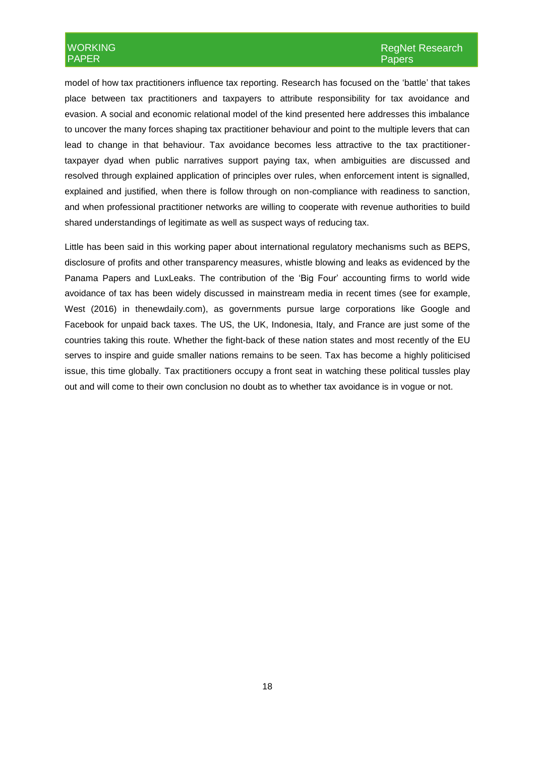model of how tax practitioners influence tax reporting. Research has focused on the 'battle' that takes place between tax practitioners and taxpayers to attribute responsibility for tax avoidance and evasion. A social and economic relational model of the kind presented here addresses this imbalance to uncover the many forces shaping tax practitioner behaviour and point to the multiple levers that can lead to change in that behaviour. Tax avoidance becomes less attractive to the tax practitioner-taxpayer dyad when public narratives support paying tax, when ambiguities are discussed and resolved through explained application of principles over rules, when enforcement intent is signalled, explained and justified, when there is follow through on non-compliance with readiness to sanction, and when professional practitioner networks are willing to cooperate with revenue authorities to build shared understandings of legitimate as well as suspect ways of reducing tax.

Little has been said in this working paper about international regulatory mechanisms such as BEPS, disclosure of profits and other transparency measures, whistle blowing and leaks as evidenced by the Panama Papers and LuxLeaks. The contribution of the 'Big Four' accounting firms to world wide avoidance of tax has been widely discussed in mainstream media in recent times (see for example, West (2016) in thenewdaily.com), as governments pursue large corporations like Google and Facebook for unpaid back taxes. The US, the UK, Indonesia, Italy, and France are just some of the countries taking this route. Whether the fight-back of these nation states and most recently of the EU serves to inspire and guide smaller nations remains to be seen. Tax has become a highly politicised issue, this time globally. Tax practitioners occupy a front seat in watching these political tussles play out and will come to their own conclusion no doubt as to whether tax avoidance is in vogue or not.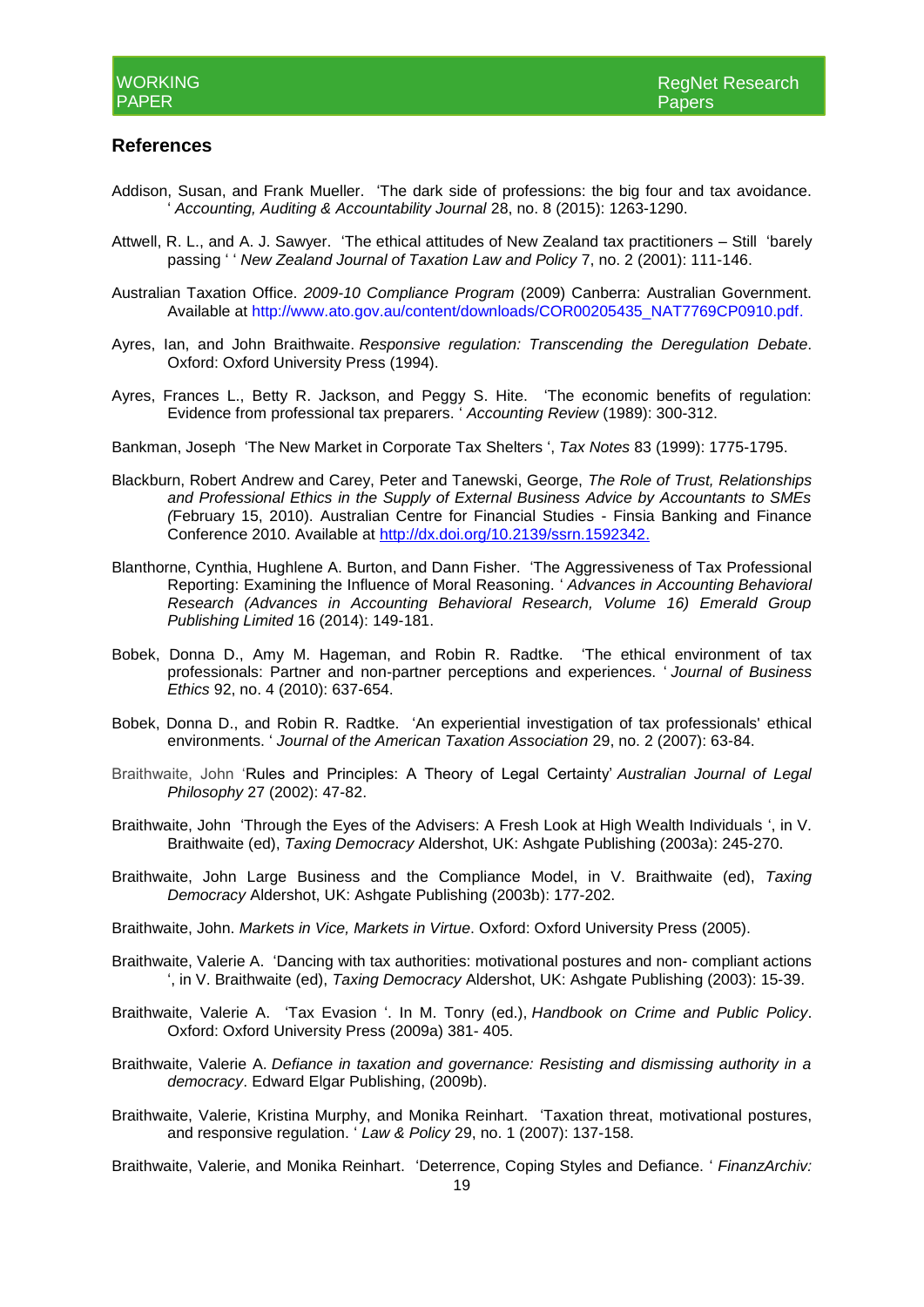## References

Addison, Susan, and Frank Mueller. 'The dark side of professions: the big four and tax avoidance. ' *Accounting, Auditing & Accountability Journal* 28, no. 8 (2015): 1263-1290.

Attwell, R. L., and A. J. Sawyer. 'The ethical attitudes of New Zealand tax practitioners – Still 'barely passing ' ' *New Zealand Journal of Taxation Law and Policy* 7, no. 2 (2001): 111-146.

Australian Taxation Office. *2009-10 Compliance Program* (2009) Canberra: Australian Government. Available at http://www.ato.gov.au/content/downloads/COR00205435_NAT7769CP0910.pdf.

Ayres, Ian, and John Braithwaite. *Responsive regulation: Transcending the Deregulation Debate*. Oxford: Oxford University Press (1994).

Ayres, Frances L., Betty R. Jackson, and Peggy S. Hite. 'The economic benefits of regulation: Evidence from professional tax preparers. ' *Accounting Review* (1989): 300-312.

Bankman, Joseph 'The New Market in Corporate Tax Shelters ', *Tax Notes* 83 (1999): 1775-1795.

Blackburn, Robert Andrew and Carey, Peter and Tanewski, George, *The Role of Trust, Relationships and Professional Ethics in the Supply of External Business Advice by Accountants to SMEs (*February 15, 2010). Australian Centre for Financial Studies - Finsia Banking and Finance Conference 2010. Available at http://dx.doi.org/10.2139/ssrn.1592342.

Blanthorne, Cynthia, Hughlene A. Burton, and Dann Fisher. 'The Aggressiveness of Tax Professional Reporting: Examining the Influence of Moral Reasoning. ' *Advances in Accounting Behavioral Research (Advances in Accounting Behavioral Research, Volume 16) Emerald Group Publishing Limited* 16 (2014): 149-181.

Bobek, Donna D., Amy M. Hageman, and Robin R. Radtke. 'The ethical environment of tax professionals: Partner and non-partner perceptions and experiences. ' *Journal of Business Ethics* 92, no. 4 (2010): 637-654.

Bobek, Donna D., and Robin R. Radtke. 'An experiential investigation of tax professionals' ethical environments. ' *Journal of the American Taxation Association* 29, no. 2 (2007): 63-84.

Braithwaite, John 'Rules and Principles: A Theory of Legal Certainty' *Australian Journal of Legal Philosophy* 27 (2002): 47-82.

Braithwaite, John 'Through the Eyes of the Advisers: A Fresh Look at High Wealth Individuals ', in V. Braithwaite (ed), *Taxing Democracy* Aldershot, UK: Ashgate Publishing (2003a): 245-270.

Braithwaite, John Large Business and the Compliance Model, in V. Braithwaite (ed), *Taxing Democracy* Aldershot, UK: Ashgate Publishing (2003b): 177-202.

Braithwaite, John. *Markets in Vice, Markets in Virtue*. Oxford: Oxford University Press (2005).

Braithwaite, Valerie A. 'Dancing with tax authorities: motivational postures and non- compliant actions ', in V. Braithwaite (ed), *Taxing Democracy* Aldershot, UK: Ashgate Publishing (2003): 15-39.

Braithwaite, Valerie A. 'Tax Evasion '. In M. Tonry (ed.), *Handbook on Crime and Public Policy*. Oxford: Oxford University Press (2009a) 381- 405.

Braithwaite, Valerie A. *Defiance in taxation and governance: Resisting and dismissing authority in a democracy*. Edward Elgar Publishing, (2009b).

Braithwaite, Valerie, Kristina Murphy, and Monika Reinhart. 'Taxation threat, motivational postures, and responsive regulation. ' *Law & Policy* 29, no. 1 (2007): 137-158.

Braithwaite, Valerie, and Monika Reinhart. 'Deterrence, Coping Styles and Defiance. ' *FinanzArchiv:*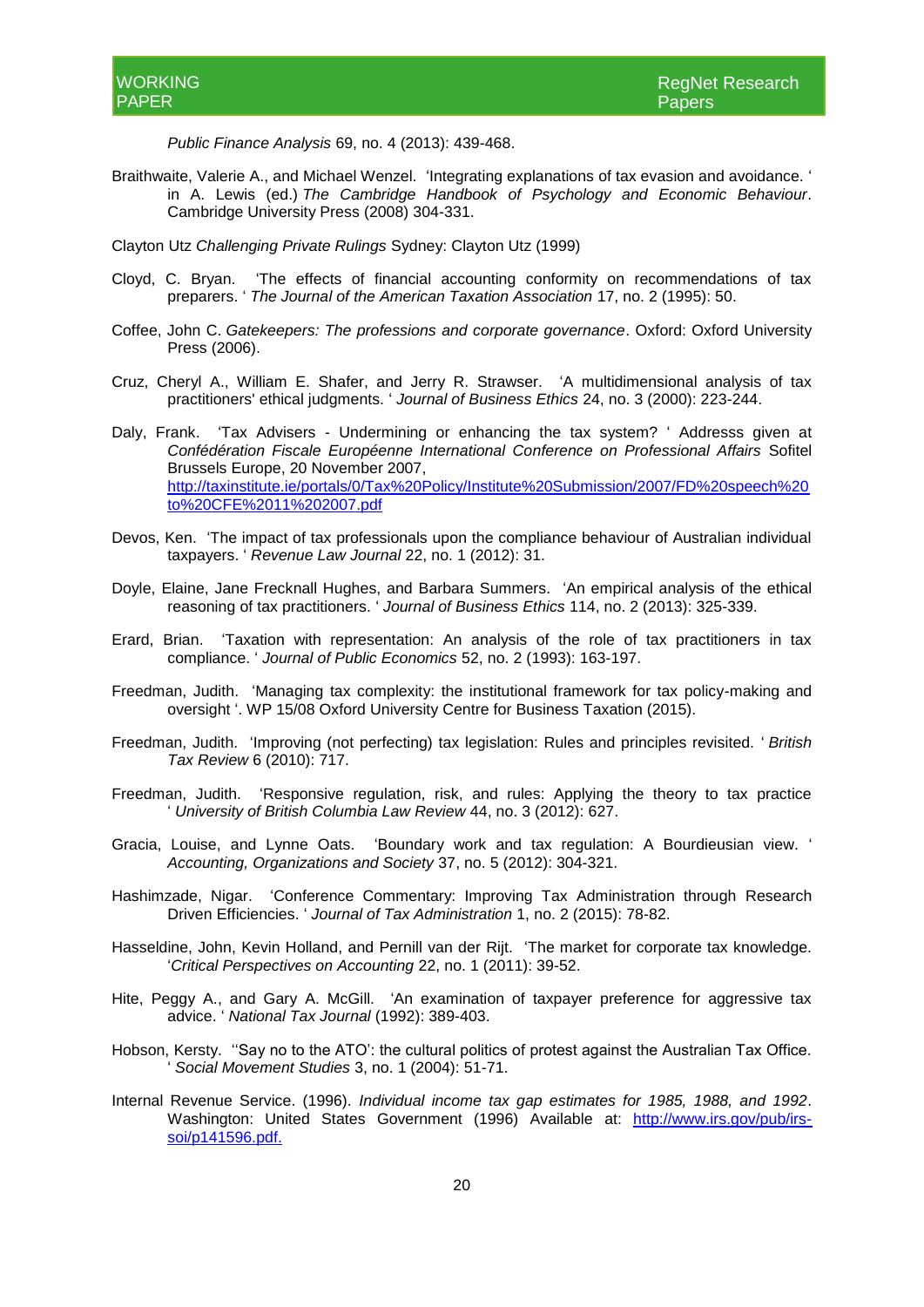*Public Finance Analysis* 69, no. 4 (2013): 439-468.

Braithwaite, Valerie A., and Michael Wenzel. 'Integrating explanations of tax evasion and avoidance. ' in A. Lewis (ed.) *The Cambridge Handbook of Psychology and Economic Behaviour*. Cambridge University Press (2008) 304-331.

Clayton Utz *Challenging Private Rulings* Sydney: Clayton Utz (1999)

Cloyd, C. Bryan. 'The effects of financial accounting conformity on recommendations of tax preparers. ' *The Journal of the American Taxation Association* 17, no. 2 (1995): 50.

Coffee, John C. *Gatekeepers: The professions and corporate governance*. Oxford: Oxford University Press (2006).

Cruz, Cheryl A., William E. Shafer, and Jerry R. Strawser. 'A multidimensional analysis of tax practitioners' ethical judgments. ' *Journal of Business Ethics* 24, no. 3 (2000): 223-244.

Daly, Frank. 'Tax Advisers - Undermining or enhancing the tax system? ' Addresss given at *Confédération Fiscale Européenne International Conference on Professional Affairs* Sofitel Brussels Europe, 20 November 2007, http://taxinstitute.ie/portals/0/Tax%20Policy/Institute%20Submission/2007/FD%20speech%20to%20CFE%2011%202007.pdf

Devos, Ken. 'The impact of tax professionals upon the compliance behaviour of Australian individual taxpayers. ' *Revenue Law Journal* 22, no. 1 (2012): 31.

Doyle, Elaine, Jane Frecknall Hughes, and Barbara Summers. 'An empirical analysis of the ethical reasoning of tax practitioners. ' *Journal of Business Ethics* 114, no. 2 (2013): 325-339.

Erard, Brian. 'Taxation with representation: An analysis of the role of tax practitioners in tax compliance. ' *Journal of Public Economics* 52, no. 2 (1993): 163-197.

Freedman, Judith. 'Managing tax complexity: the institutional framework for tax policy-making and oversight '. WP 15/08 Oxford University Centre for Business Taxation (2015).

Freedman, Judith. 'Improving (not perfecting) tax legislation: Rules and principles revisited. ' *British Tax Review* 6 (2010): 717.

Freedman, Judith. 'Responsive regulation, risk, and rules: Applying the theory to tax practice ' *University of British Columbia Law Review* 44, no. 3 (2012): 627.

Gracia, Louise, and Lynne Oats. 'Boundary work and tax regulation: A Bourdieusian view. ' *Accounting, Organizations and Society* 37, no. 5 (2012): 304-321.

Hashimzade, Nigar. 'Conference Commentary: Improving Tax Administration through Research Driven Efficiencies. ' *Journal of Tax Administration* 1, no. 2 (2015): 78-82.

Hasseldine, John, Kevin Holland, and Pernill van der Rijt. 'The market for corporate tax knowledge. '*Critical Perspectives on Accounting* 22, no. 1 (2011): 39-52.

Hite, Peggy A., and Gary A. McGill. 'An examination of taxpayer preference for aggressive tax advice. ' *National Tax Journal* (1992): 389-403.

Hobson, Kersty. ''Say no to the ATO': the cultural politics of protest against the Australian Tax Office. ' *Social Movement Studies* 3, no. 1 (2004): 51-71.

Internal Revenue Service. (1996). *Individual income tax gap estimates for 1985, 1988, and 1992*. Washington: United States Government (1996) Available at: http://www.irs.gov/pub/irs-soi/p141596.pdf.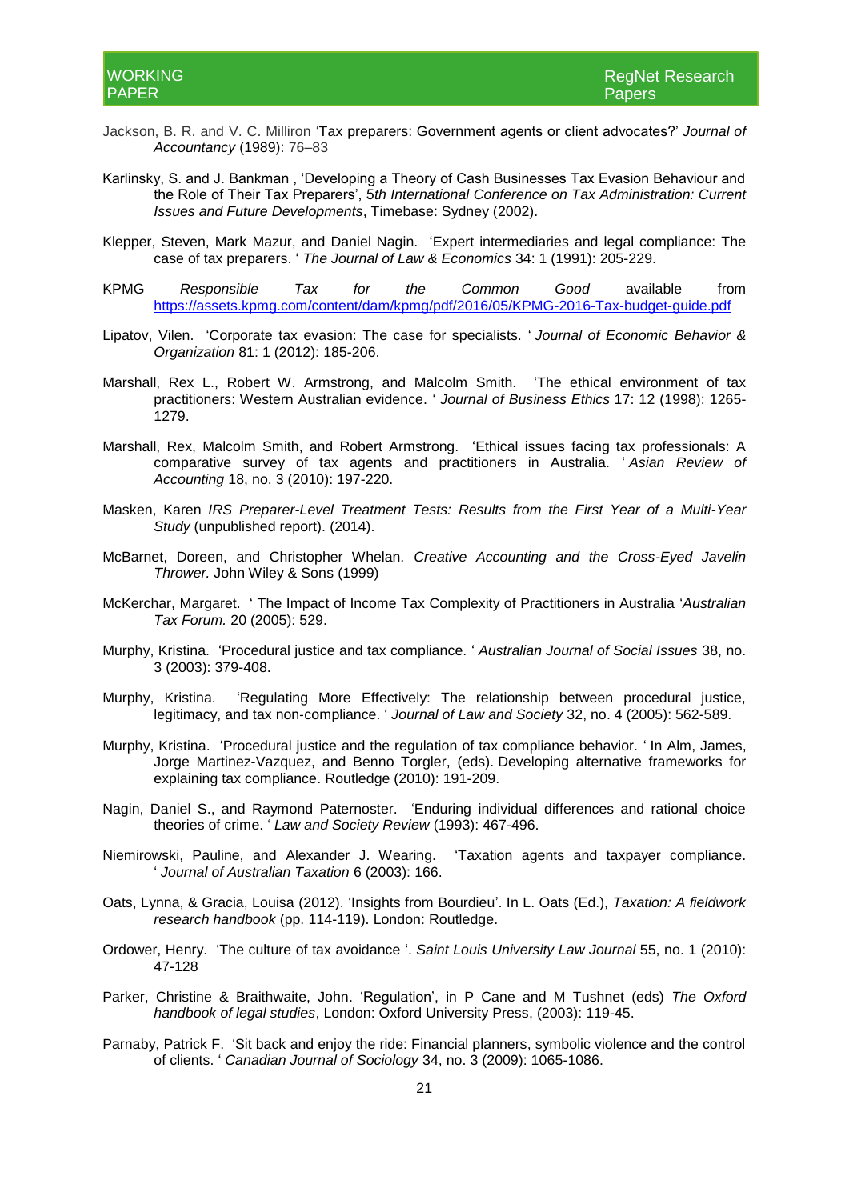Jackson, B. R. and V. C. Milliron 'Tax preparers: Government agents or client advocates?' *Journal of Accountancy* (1989): 76–83

Karlinsky, S. and J. Bankman , 'Developing a Theory of Cash Businesses Tax Evasion Behaviour and the Role of Their Tax Preparers', 5*th International Conference on Tax Administration: Current Issues and Future Developments*, Timebase: Sydney (2002).

Klepper, Steven, Mark Mazur, and Daniel Nagin. 'Expert intermediaries and legal compliance: The case of tax preparers. ' *The Journal of Law & Economics* 34: 1 (1991): 205-229.

KPMG *Responsible Tax for the Common Good* available from https://assets.kpmg.com/content/dam/kpmg/pdf/2016/05/KPMG-2016-Tax-budget-guide.pdf

Lipatov, Vilen. 'Corporate tax evasion: The case for specialists. ' *Journal of Economic Behavior & Organization* 81: 1 (2012): 185-206.

Marshall, Rex L., Robert W. Armstrong, and Malcolm Smith. 'The ethical environment of tax practitioners: Western Australian evidence. ' *Journal of Business Ethics* 17: 12 (1998): 1265-1279.

Marshall, Rex, Malcolm Smith, and Robert Armstrong. 'Ethical issues facing tax professionals: A comparative survey of tax agents and practitioners in Australia. ' *Asian Review of Accounting* 18, no. 3 (2010): 197-220.

Masken, Karen *IRS Preparer-Level Treatment Tests: Results from the First Year of a Multi-Year Study* (unpublished report). (2014).

McBarnet, Doreen, and Christopher Whelan. *Creative Accounting and the Cross-Eyed Javelin Thrower.* John Wiley & Sons (1999)

McKerchar, Margaret. ' The Impact of Income Tax Complexity of Practitioners in Australia '*Australian Tax Forum.* 20 (2005): 529.

Murphy, Kristina. 'Procedural justice and tax compliance. ' *Australian Journal of Social Issues* 38, no. 3 (2003): 379-408.

Murphy, Kristina. 'Regulating More Effectively: The relationship between procedural justice, legitimacy, and tax non-compliance. ' *Journal of Law and Society* 32, no. 4 (2005): 562-589.

Murphy, Kristina. 'Procedural justice and the regulation of tax compliance behavior. ' In Alm, James, Jorge Martinez-Vazquez, and Benno Torgler, (eds). Developing alternative frameworks for explaining tax compliance. Routledge (2010): 191-209.

Nagin, Daniel S., and Raymond Paternoster. 'Enduring individual differences and rational choice theories of crime. ' *Law and Society Review* (1993): 467-496.

Niemirowski, Pauline, and Alexander J. Wearing. 'Taxation agents and taxpayer compliance. ' *Journal of Australian Taxation* 6 (2003): 166.

Oats, Lynna, & Gracia, Louisa (2012). 'Insights from Bourdieu'. In L. Oats (Ed.), *Taxation: A fieldwork research handbook* (pp. 114-119). London: Routledge.

Ordower, Henry. 'The culture of tax avoidance '. *Saint Louis University Law Journal* 55, no. 1 (2010): 47-128

Parker, Christine & Braithwaite, John. 'Regulation', in P Cane and M Tushnet (eds) *The Oxford handbook of legal studies*, London: Oxford University Press, (2003): 119-45.

Parnaby, Patrick F. 'Sit back and enjoy the ride: Financial planners, symbolic violence and the control of clients. ' *Canadian Journal of Sociology* 34, no. 3 (2009): 1065-1086.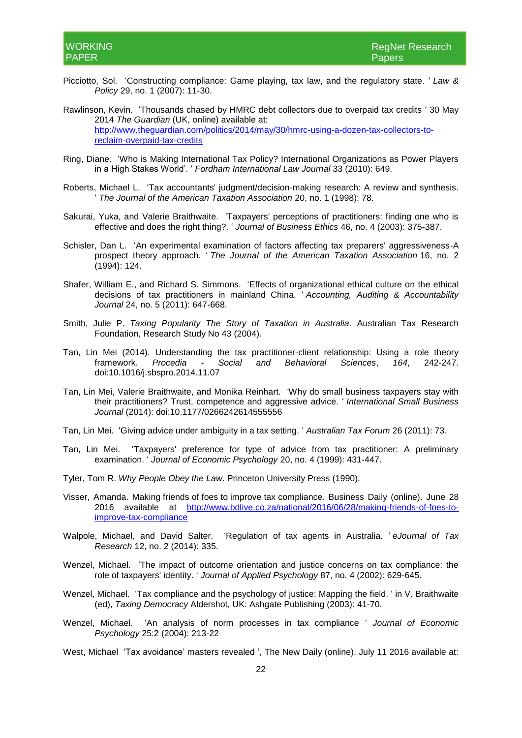Picciotto, Sol. 'Constructing compliance: Game playing, tax law, and the regulatory state. ' *Law & Policy* 29, no. 1 (2007): 11-30.

Rawlinson, Kevin. 'Thousands chased by HMRC debt collectors due to overpaid tax credits ' 30 May 2014 *The Guardian* (UK, online) available at: http://www.theguardian.com/politics/2014/may/30/hmrc-using-a-dozen-tax-collectors-to-reclaim-overpaid-tax-credits

Ring, Diane. 'Who is Making International Tax Policy? International Organizations as Power Players in a High Stakes World'. ' *Fordham International Law Journal* 33 (2010): 649.

Roberts, Michael L. 'Tax accountants' judgment/decision-making research: A review and synthesis. ' *The Journal of the American Taxation Association* 20, no. 1 (1998): 78.

Sakurai, Yuka, and Valerie Braithwaite. 'Taxpayers' perceptions of practitioners: finding one who is effective and does the right thing?. ' *Journal of Business Ethics* 46, no. 4 (2003): 375-387.

Schisler, Dan L. 'An experimental examination of factors affecting tax preparers' aggressiveness-A prospect theory approach. ' *The Journal of the American Taxation Association* 16, no. 2 (1994): 124.

Shafer, William E., and Richard S. Simmons. 'Effects of organizational ethical culture on the ethical decisions of tax practitioners in mainland China. ' *Accounting, Auditing & Accountability Journal* 24, no. 5 (2011): 647-668.

Smith, Julie P. *Taxing Popularity The Story of Taxation in Australia.* Australian Tax Research Foundation, Research Study No 43 (2004).

Tan, Lin Mei (2014). Understanding the tax practitioner-client relationship: Using a role theory framework. *Procedia - Social and Behavioral Sciences*, *164*, 242-247. doi:10.1016/j.sbspro.2014.11.07

Tan, Lin Mei, Valerie Braithwaite, and Monika Reinhart. 'Why do small business taxpayers stay with their practitioners? Trust, competence and aggressive advice. ' *International Small Business Journal* (2014): doi:10.1177/0266242614555556

Tan, Lin Mei. 'Giving advice under ambiguity in a tax setting. ' *Australian Tax Forum* 26 (2011): 73.

Tan, Lin Mei. 'Taxpayers' preference for type of advice from tax practitioner: A preliminary examination. ' *Journal of Economic Psychology* 20, no. 4 (1999): 431-447.

Tyler, Tom R. *Why People Obey the Law*. Princeton University Press (1990).

Visser, Amanda. Making friends of foes to improve tax compliance. Business Daily (online). June 28 2016 available at http://www.bdlive.co.za/national/2016/06/28/making-friends-of-foes-to-improve-tax-compliance

Walpole, Michael, and David Salter. 'Regulation of tax agents in Australia. ' *eJournal of Tax Research* 12, no. 2 (2014): 335.

Wenzel, Michael. 'The impact of outcome orientation and justice concerns on tax compliance: the role of taxpayers' identity. ' *Journal of Applied Psychology* 87, no. 4 (2002): 629-645.

Wenzel, Michael. 'Tax compliance and the psychology of justice: Mapping the field. ' in V. Braithwaite (ed), *Taxing Democracy* Aldershot, UK: Ashgate Publishing (2003): 41-70.

Wenzel, Michael. 'An analysis of norm processes in tax compliance ' *Journal of Economic Psychology* 25:2 (2004): 213-22

West, Michael 'Tax avoidance' masters revealed ', The New Daily (online). July 11 2016 available at: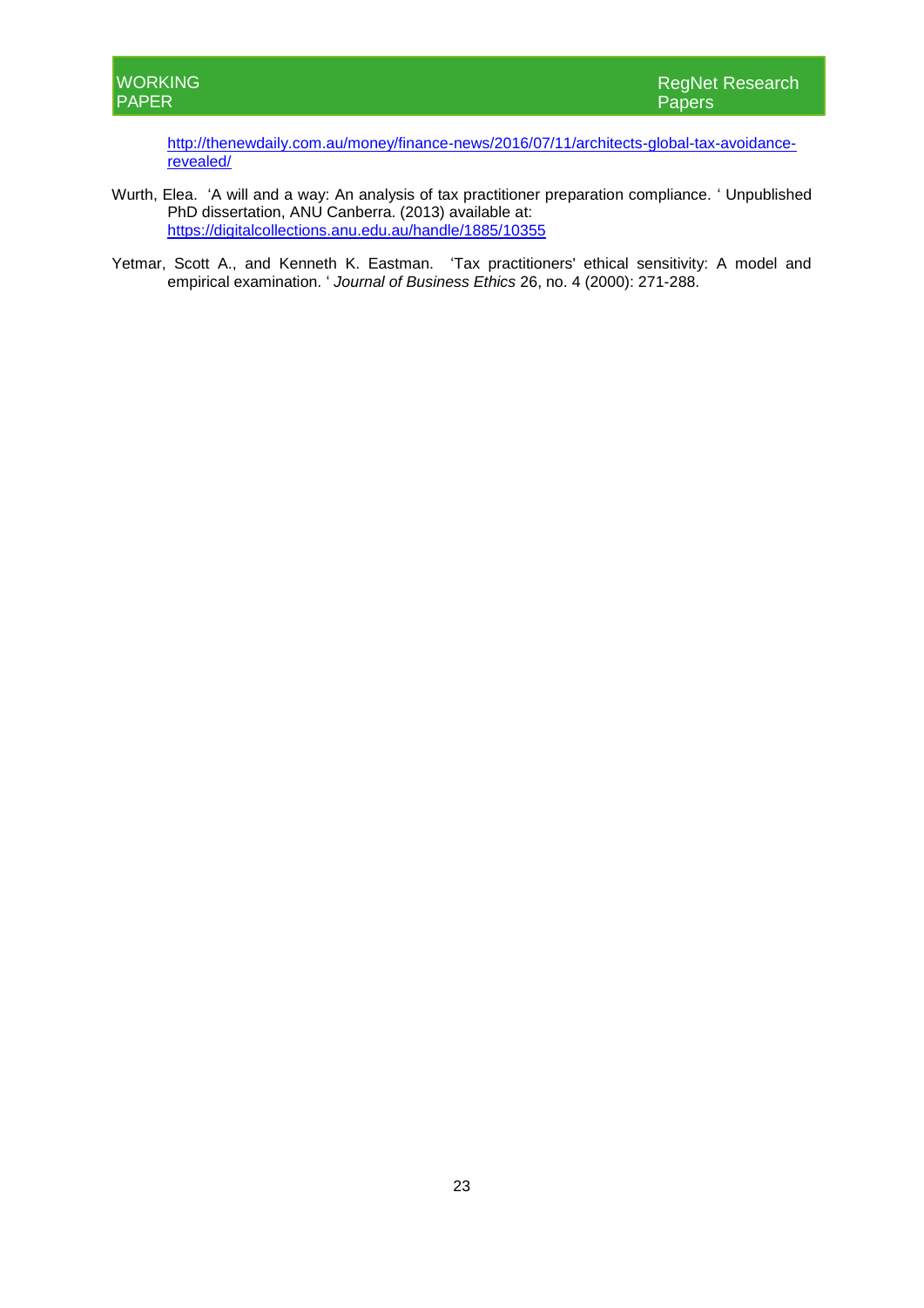http://thenewdaily.com.au/money/finance-news/2016/07/11/architects-global-tax-avoidance-revealed/

Wurth, Elea. 'A will and a way: An analysis of tax practitioner preparation compliance. ' Unpublished PhD dissertation, ANU Canberra. (2013) available at: https://digitalcollections.anu.edu.au/handle/1885/10355

Yetmar, Scott A., and Kenneth K. Eastman. 'Tax practitioners' ethical sensitivity: A model and empirical examination. ' *Journal of Business Ethics* 26, no. 4 (2000): 271-288.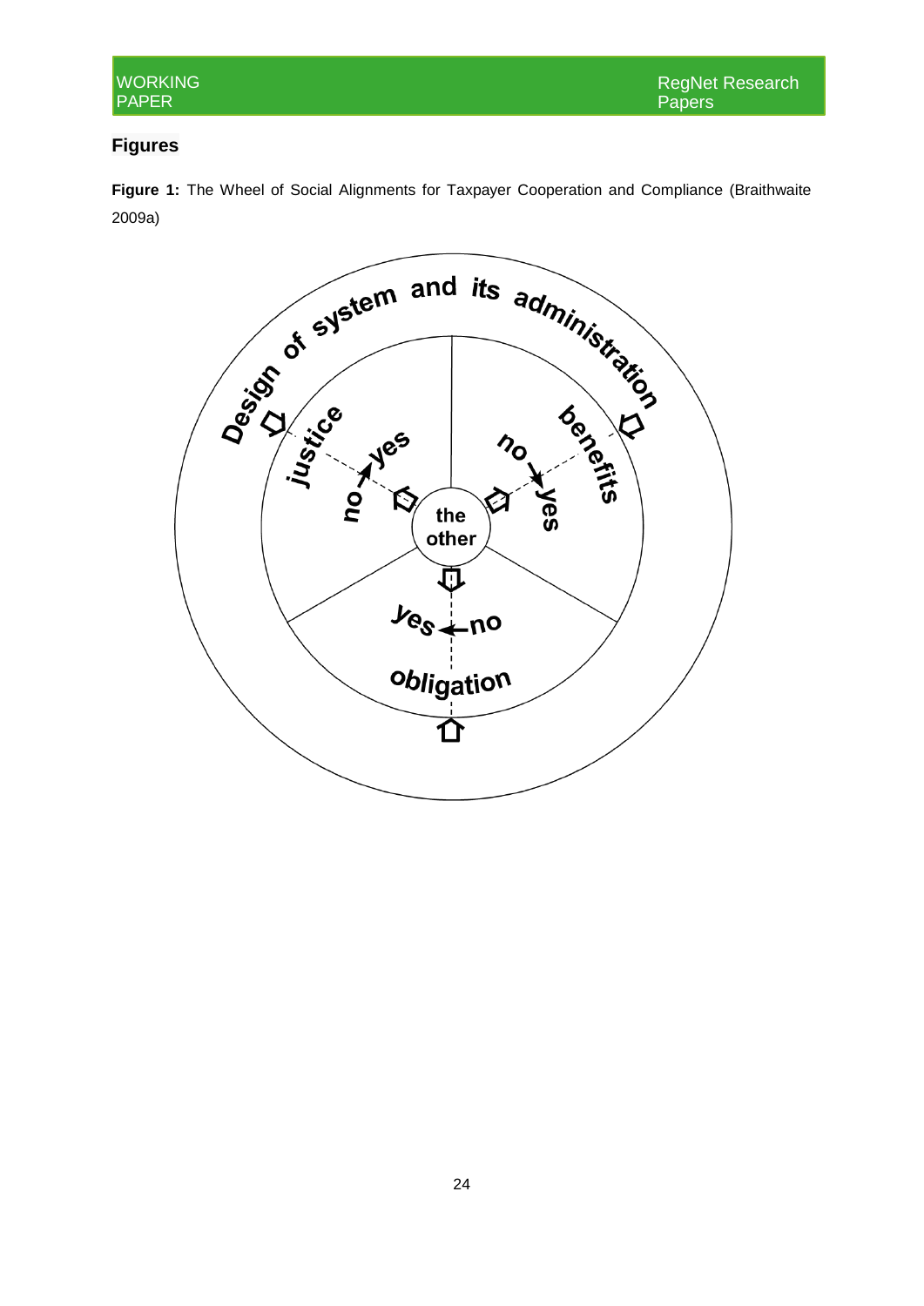## Figures

**Figure 1:** The Wheel of Social Alignments for Taxpayer Cooperation and Compliance (Braithwaite 2009a)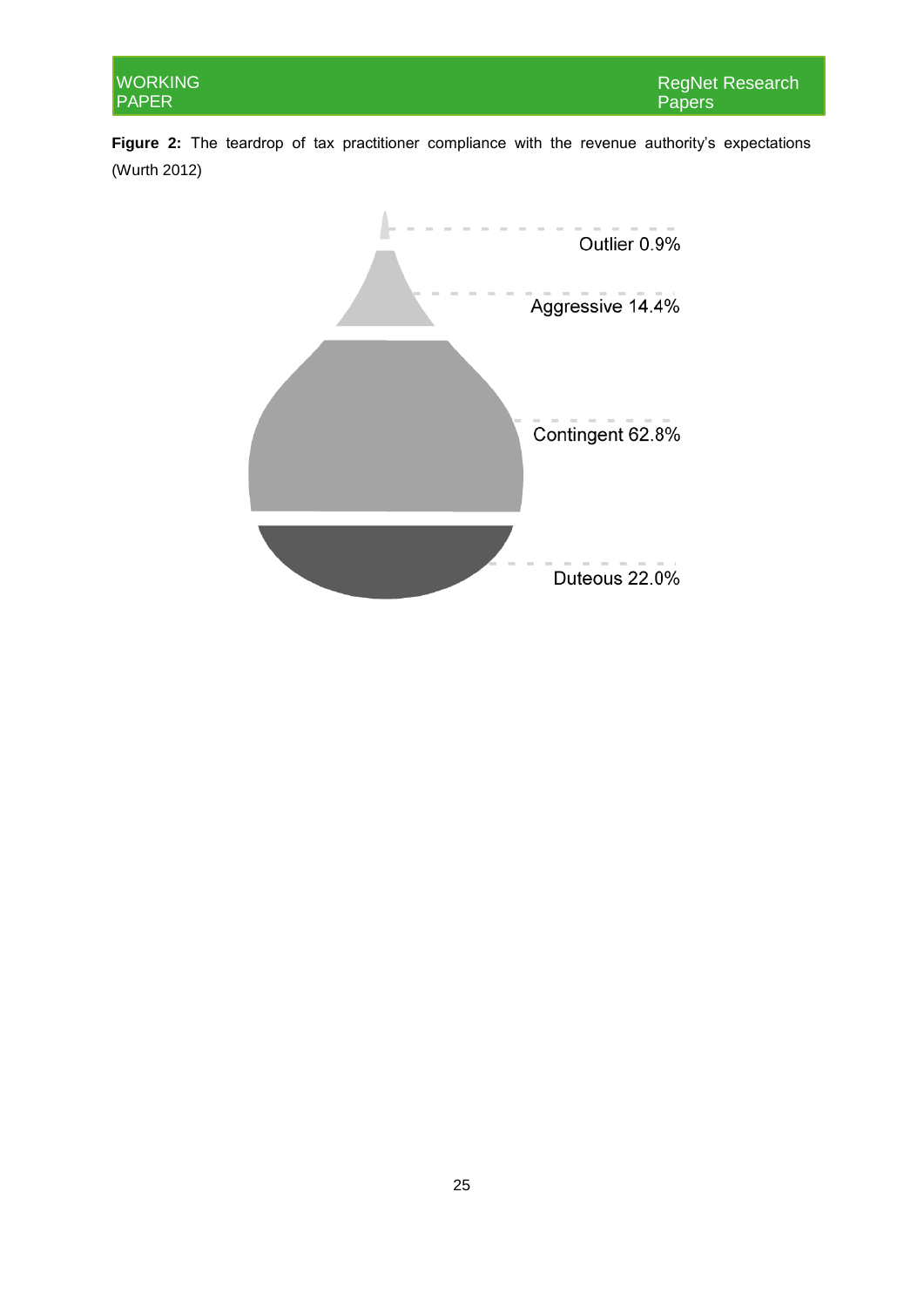**Figure 2:** The teardrop of tax practitioner compliance with the revenue authority's expectations (Wurth 2012)

Outlier 0.9%

Aggressive 14.4%

Contingent 62.8%

Duteous 22.0%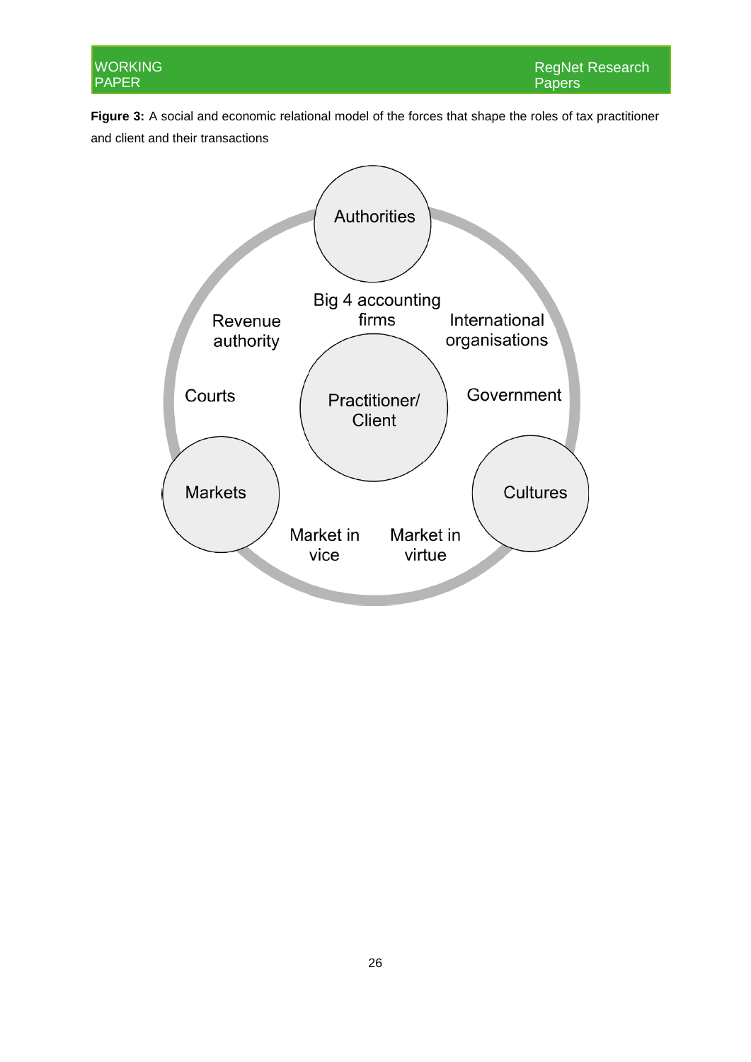**Figure 3:** A social and economic relational model of the forces that shape the roles of tax practitioner and client and their transactions

Authorities

Big 4 accounting firms

Revenue authority

International organisations

Courts

Practitioner/ Client

Government

Markets

Cultures

Market in vice

Market in virtue